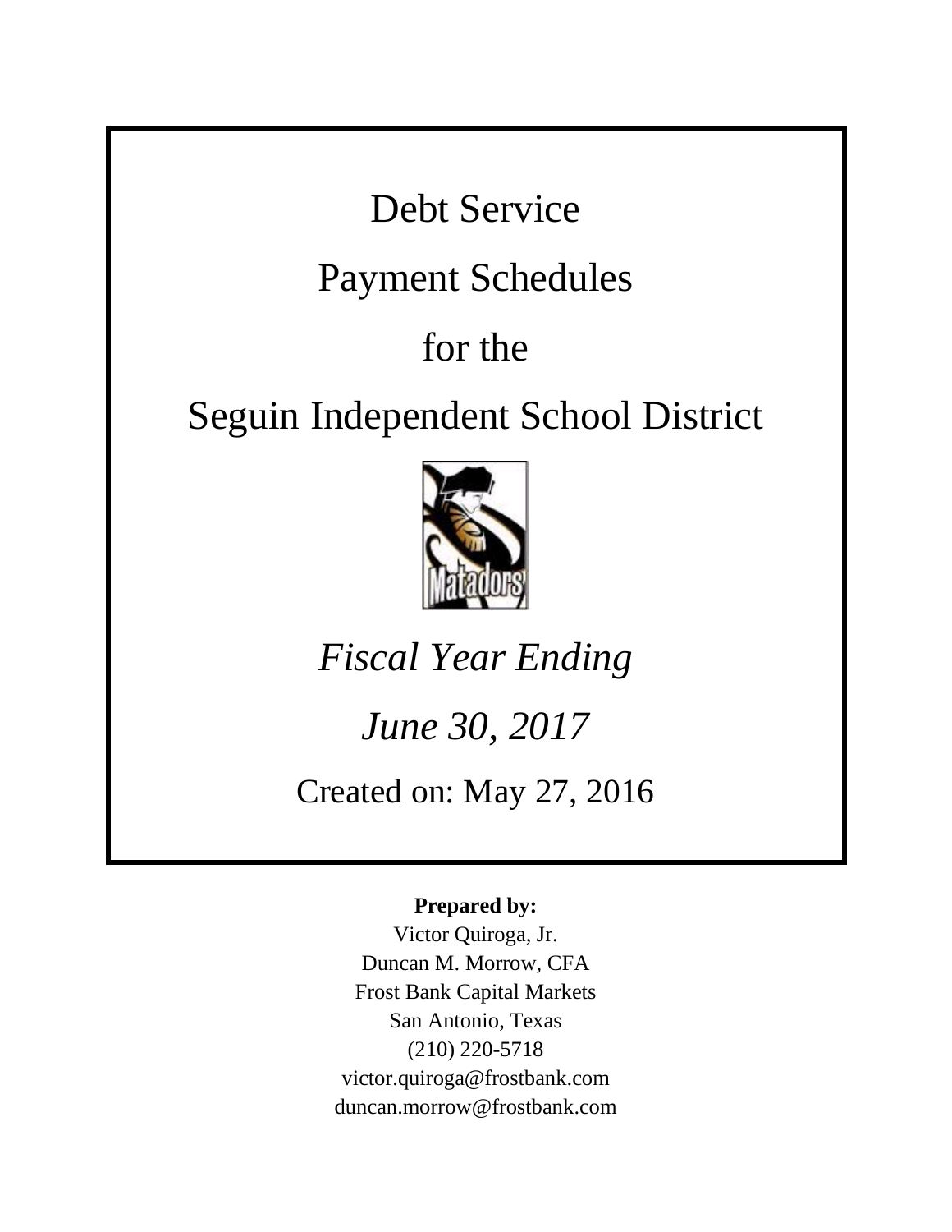# Debt Service

# Payment Schedules

# for the

# Seguin Independent School District

*Fiscal Year Ending*

*June 30, 2017*

Created on: May 27, 2016

**Prepared by:**

Victor Quiroga, Jr.
Duncan M. Morrow, CFA
Frost Bank Capital Markets
San Antonio, Texas
(210) 220-5718
victor.quiroga@frostbank.com
duncan.morrow@frostbank.com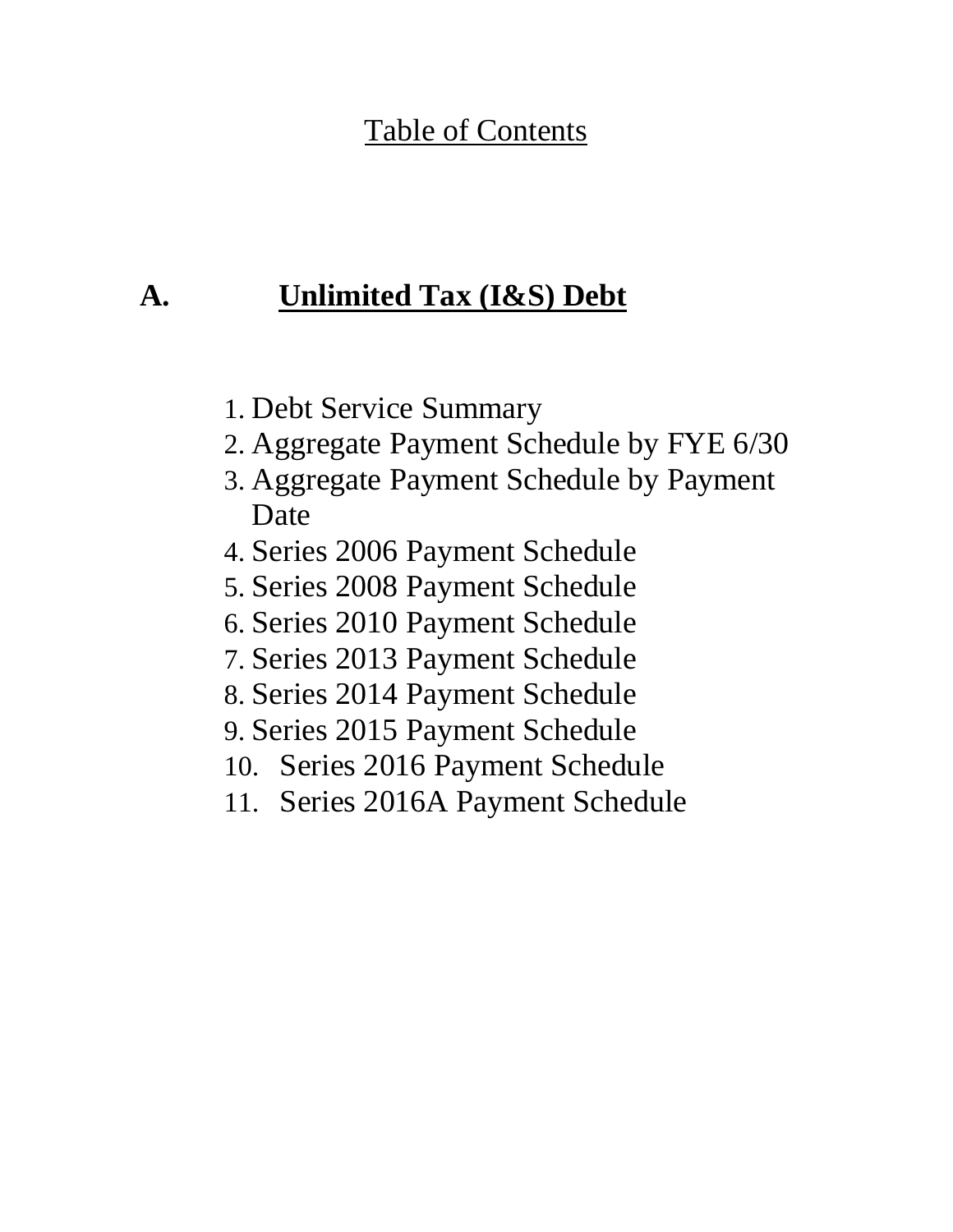# Table of Contents

## A. Unlimited Tax (I&S) Debt

1. Debt Service Summary
2. Aggregate Payment Schedule by FYE 6/30
3. Aggregate Payment Schedule by Payment Date
4. Series 2006 Payment Schedule
5. Series 2008 Payment Schedule
6. Series 2010 Payment Schedule
7. Series 2013 Payment Schedule
8. Series 2014 Payment Schedule
9. Series 2015 Payment Schedule
10. Series 2016 Payment Schedule
11. Series 2016A Payment Schedule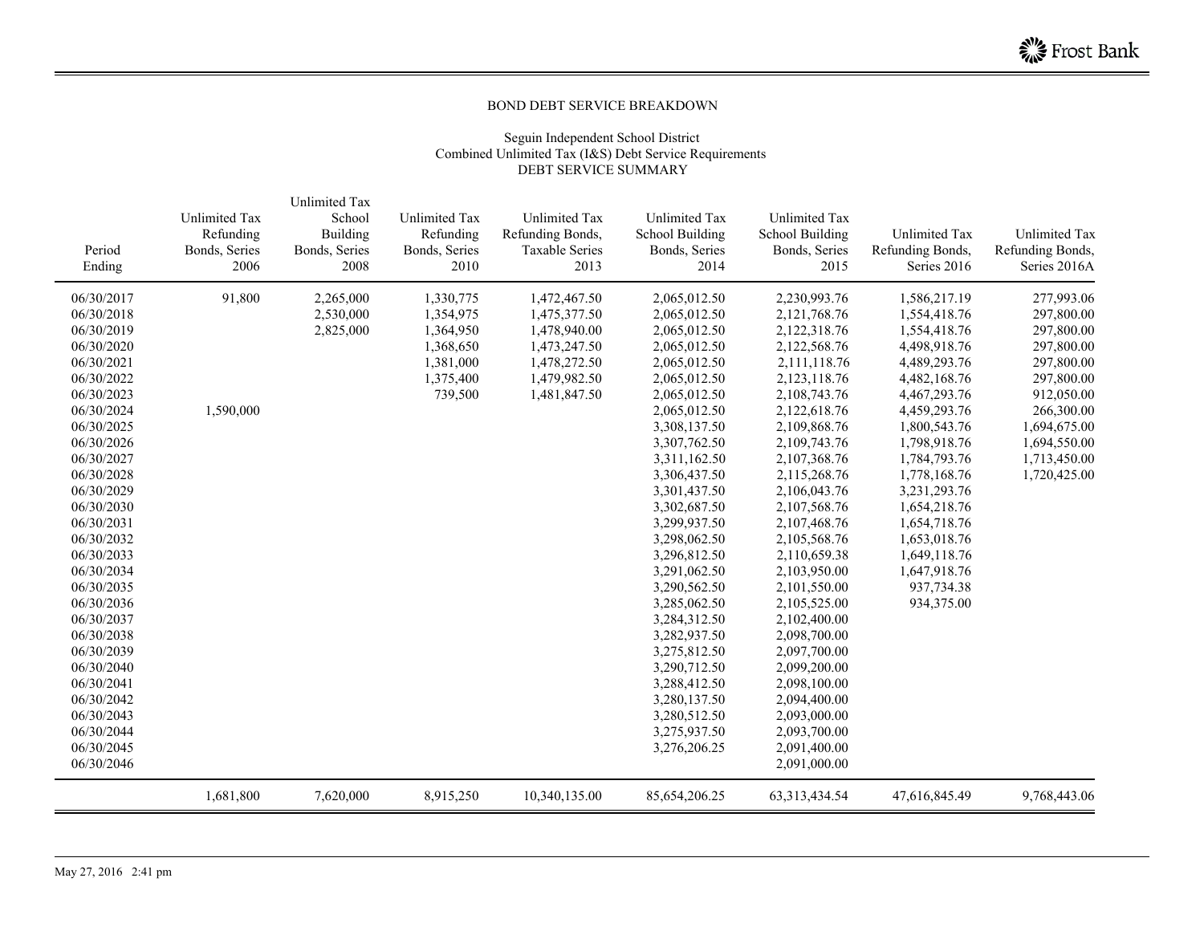BOND DEBT SERVICE BREAKDOWN

Seguin Independent School District
Combined Unlimited Tax (I&S) Debt Service Requirements
DEBT SERVICE SUMMARY

| Period Ending | Unlimited Tax Refunding Bonds, Series 2006 | Unlimited Tax School Building Bonds, Series 2008 | Unlimited Tax Refunding Bonds, Series 2010 | Unlimited Tax Refunding Bonds, Taxable Series 2013 | Unlimited Tax School Building Bonds, Series 2014 | Unlimited Tax School Building Bonds, Series 2015 | Unlimited Tax Refunding Bonds, Series 2016 | Unlimited Tax Refunding Bonds, Series 2016A |
|---|---|---|---|---|---|---|---|---|
| 06/30/2017 | 91,800 | 2,265,000 | 1,330,775 | 1,472,467.50 | 2,065,012.50 | 2,230,993.76 | 1,586,217.19 | 277,993.06 |
| 06/30/2018 | | 2,530,000 | 1,354,975 | 1,475,377.50 | 2,065,012.50 | 2,121,768.76 | 1,554,418.76 | 297,800.00 |
| 06/30/2019 | | 2,825,000 | 1,364,950 | 1,478,940.00 | 2,065,012.50 | 2,122,318.76 | 1,554,418.76 | 297,800.00 |
| 06/30/2020 | | | 1,368,650 | 1,473,247.50 | 2,065,012.50 | 2,122,568.76 | 4,498,918.76 | 297,800.00 |
| 06/30/2021 | | | 1,381,000 | 1,478,272.50 | 2,065,012.50 | 2,111,118.76 | 4,489,293.76 | 297,800.00 |
| 06/30/2022 | | | 1,375,400 | 1,479,982.50 | 2,065,012.50 | 2,123,118.76 | 4,482,168.76 | 297,800.00 |
| 06/30/2023 | | | 739,500 | 1,481,847.50 | 2,065,012.50 | 2,108,743.76 | 4,467,293.76 | 912,050.00 |
| 06/30/2024 | 1,590,000 | | | | 2,065,012.50 | 2,122,618.76 | 4,459,293.76 | 266,300.00 |
| 06/30/2025 | | | | | 3,308,137.50 | 2,109,868.76 | 1,800,543.76 | 1,694,675.00 |
| 06/30/2026 | | | | | 3,307,762.50 | 2,109,743.76 | 1,798,918.76 | 1,694,550.00 |
| 06/30/2027 | | | | | 3,311,162.50 | 2,107,368.76 | 1,784,793.76 | 1,713,450.00 |
| 06/30/2028 | | | | | 3,306,437.50 | 2,115,268.76 | 1,778,168.76 | 1,720,425.00 |
| 06/30/2029 | | | | | 3,301,437.50 | 2,106,043.76 | 3,231,293.76 | |
| 06/30/2030 | | | | | 3,302,687.50 | 2,107,568.76 | 1,654,218.76 | |
| 06/30/2031 | | | | | 3,299,937.50 | 2,107,468.76 | 1,654,718.76 | |
| 06/30/2032 | | | | | 3,298,062.50 | 2,105,568.76 | 1,653,018.76 | |
| 06/30/2033 | | | | | 3,296,812.50 | 2,110,659.38 | 1,649,118.76 | |
| 06/30/2034 | | | | | 3,291,062.50 | 2,103,950.00 | 1,647,918.76 | |
| 06/30/2035 | | | | | 3,290,562.50 | 2,101,550.00 | 937,734.38 | |
| 06/30/2036 | | | | | 3,285,062.50 | 2,105,525.00 | 934,375.00 | |
| 06/30/2037 | | | | | 3,284,312.50 | 2,102,400.00 | | |
| 06/30/2038 | | | | | 3,282,937.50 | 2,098,700.00 | | |
| 06/30/2039 | | | | | 3,275,812.50 | 2,097,700.00 | | |
| 06/30/2040 | | | | | 3,290,712.50 | 2,099,200.00 | | |
| 06/30/2041 | | | | | 3,288,412.50 | 2,098,100.00 | | |
| 06/30/2042 | | | | | 3,280,137.50 | 2,094,400.00 | | |
| 06/30/2043 | | | | | 3,280,512.50 | 2,093,000.00 | | |
| 06/30/2044 | | | | | 3,275,937.50 | 2,093,700.00 | | |
| 06/30/2045 | | | | | 3,276,206.25 | 2,091,400.00 | | |
| 06/30/2046 | | | | | | 2,091,000.00 | | |
| | 1,681,800 | 7,620,000 | 8,915,250 | 10,340,135.00 | 85,654,206.25 | 63,313,434.54 | 47,616,845.49 | 9,768,443.06 |

May 27, 2016 2:41 pm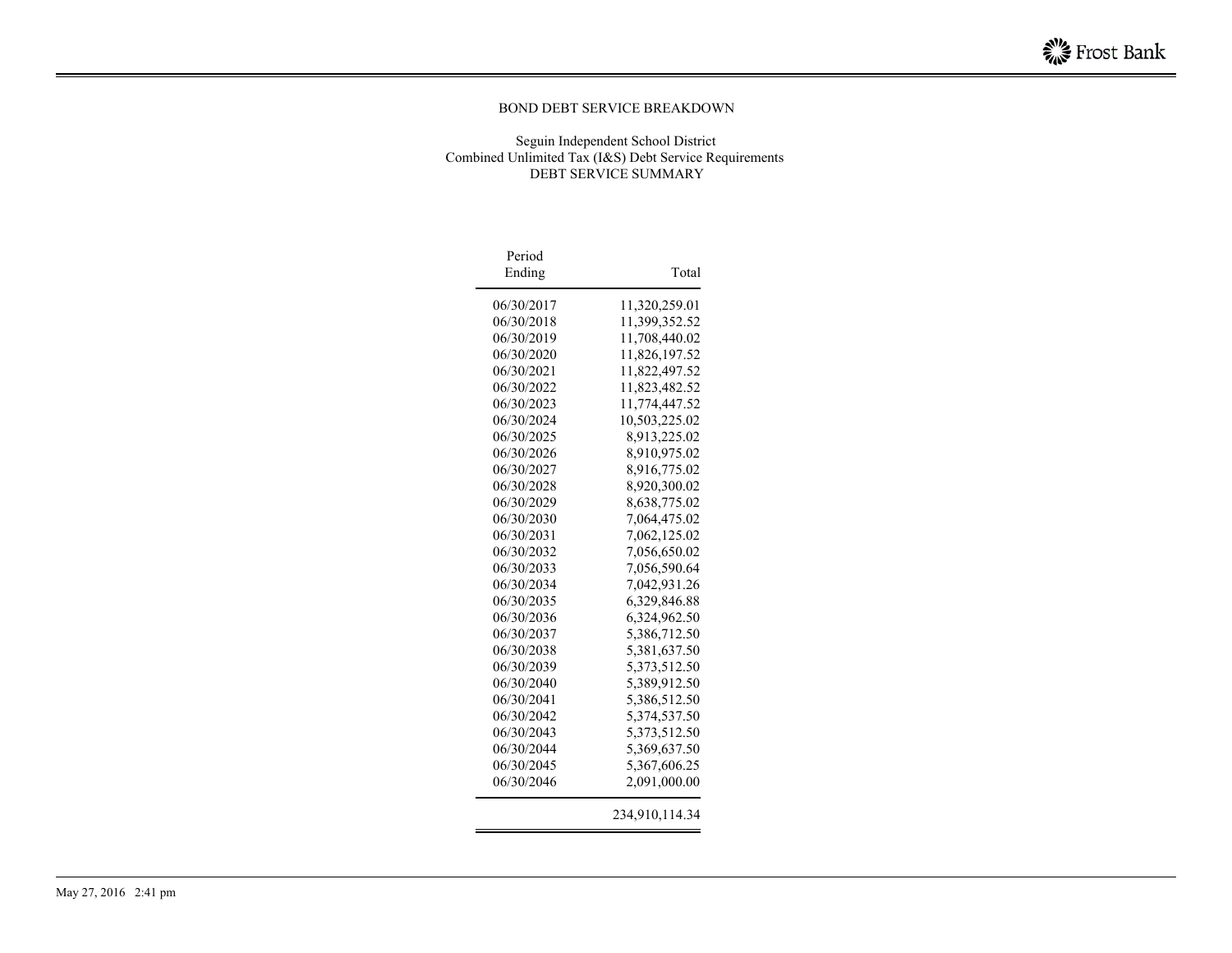# BOND DEBT SERVICE BREAKDOWN

Seguin Independent School District
Combined Unlimited Tax (I&S) Debt Service Requirements
DEBT SERVICE SUMMARY

| Period Ending | Total |
|---|---|
| 06/30/2017 | 11,320,259.01 |
| 06/30/2018 | 11,399,352.52 |
| 06/30/2019 | 11,708,440.02 |
| 06/30/2020 | 11,826,197.52 |
| 06/30/2021 | 11,822,497.52 |
| 06/30/2022 | 11,823,482.52 |
| 06/30/2023 | 11,774,447.52 |
| 06/30/2024 | 10,503,225.02 |
| 06/30/2025 | 8,913,225.02 |
| 06/30/2026 | 8,910,975.02 |
| 06/30/2027 | 8,916,775.02 |
| 06/30/2028 | 8,920,300.02 |
| 06/30/2029 | 8,638,775.02 |
| 06/30/2030 | 7,064,475.02 |
| 06/30/2031 | 7,062,125.02 |
| 06/30/2032 | 7,056,650.02 |
| 06/30/2033 | 7,056,590.64 |
| 06/30/2034 | 7,042,931.26 |
| 06/30/2035 | 6,329,846.88 |
| 06/30/2036 | 6,324,962.50 |
| 06/30/2037 | 5,386,712.50 |
| 06/30/2038 | 5,381,637.50 |
| 06/30/2039 | 5,373,512.50 |
| 06/30/2040 | 5,389,912.50 |
| 06/30/2041 | 5,386,512.50 |
| 06/30/2042 | 5,374,537.50 |
| 06/30/2043 | 5,373,512.50 |
| 06/30/2044 | 5,369,637.50 |
| 06/30/2045 | 5,367,606.25 |
| 06/30/2046 | 2,091,000.00 |
| | 234,910,114.34 |

May 27, 2016 2:41 pm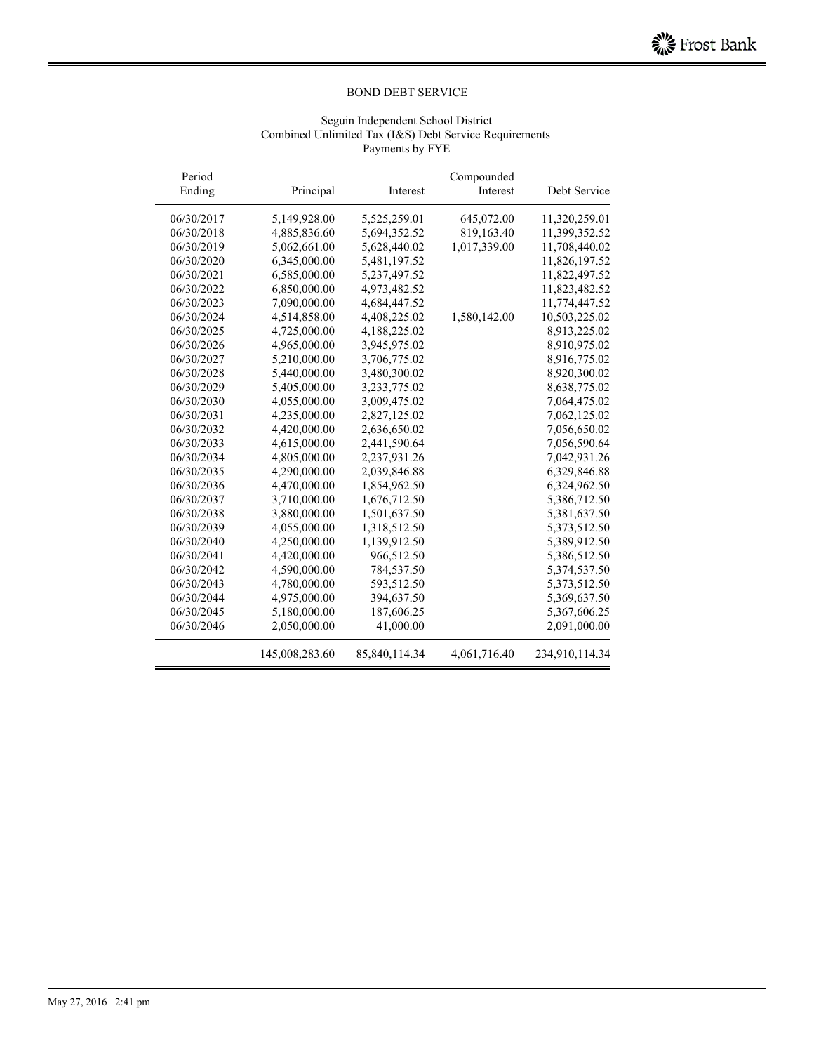## BOND DEBT SERVICE

Seguin Independent School District
Combined Unlimited Tax (I&S) Debt Service Requirements
Payments by FYE

| Period Ending | Principal | Interest | Compounded Interest | Debt Service |
|---|---|---|---|---|
| 06/30/2017 | 5,149,928.00 | 5,525,259.01 | 645,072.00 | 11,320,259.01 |
| 06/30/2018 | 4,885,836.60 | 5,694,352.52 | 819,163.40 | 11,399,352.52 |
| 06/30/2019 | 5,062,661.00 | 5,628,440.02 | 1,017,339.00 | 11,708,440.02 |
| 06/30/2020 | 6,345,000.00 | 5,481,197.52 | | 11,826,197.52 |
| 06/30/2021 | 6,585,000.00 | 5,237,497.52 | | 11,822,497.52 |
| 06/30/2022 | 6,850,000.00 | 4,973,482.52 | | 11,823,482.52 |
| 06/30/2023 | 7,090,000.00 | 4,684,447.52 | | 11,774,447.52 |
| 06/30/2024 | 4,514,858.00 | 4,408,225.02 | 1,580,142.00 | 10,503,225.02 |
| 06/30/2025 | 4,725,000.00 | 4,188,225.02 | | 8,913,225.02 |
| 06/30/2026 | 4,965,000.00 | 3,945,975.02 | | 8,910,975.02 |
| 06/30/2027 | 5,210,000.00 | 3,706,775.02 | | 8,916,775.02 |
| 06/30/2028 | 5,440,000.00 | 3,480,300.02 | | 8,920,300.02 |
| 06/30/2029 | 5,405,000.00 | 3,233,775.02 | | 8,638,775.02 |
| 06/30/2030 | 4,055,000.00 | 3,009,475.02 | | 7,064,475.02 |
| 06/30/2031 | 4,235,000.00 | 2,827,125.02 | | 7,062,125.02 |
| 06/30/2032 | 4,420,000.00 | 2,636,650.02 | | 7,056,650.02 |
| 06/30/2033 | 4,615,000.00 | 2,441,590.64 | | 7,056,590.64 |
| 06/30/2034 | 4,805,000.00 | 2,237,931.26 | | 7,042,931.26 |
| 06/30/2035 | 4,290,000.00 | 2,039,846.88 | | 6,329,846.88 |
| 06/30/2036 | 4,470,000.00 | 1,854,962.50 | | 6,324,962.50 |
| 06/30/2037 | 3,710,000.00 | 1,676,712.50 | | 5,386,712.50 |
| 06/30/2038 | 3,880,000.00 | 1,501,637.50 | | 5,381,637.50 |
| 06/30/2039 | 4,055,000.00 | 1,318,512.50 | | 5,373,512.50 |
| 06/30/2040 | 4,250,000.00 | 1,139,912.50 | | 5,389,912.50 |
| 06/30/2041 | 4,420,000.00 | 966,512.50 | | 5,386,512.50 |
| 06/30/2042 | 4,590,000.00 | 784,537.50 | | 5,374,537.50 |
| 06/30/2043 | 4,780,000.00 | 593,512.50 | | 5,373,512.50 |
| 06/30/2044 | 4,975,000.00 | 394,637.50 | | 5,369,637.50 |
| 06/30/2045 | 5,180,000.00 | 187,606.25 | | 5,367,606.25 |
| 06/30/2046 | 2,050,000.00 | 41,000.00 | | 2,091,000.00 |
| | 145,008,283.60 | 85,840,114.34 | 4,061,716.40 | 234,910,114.34 |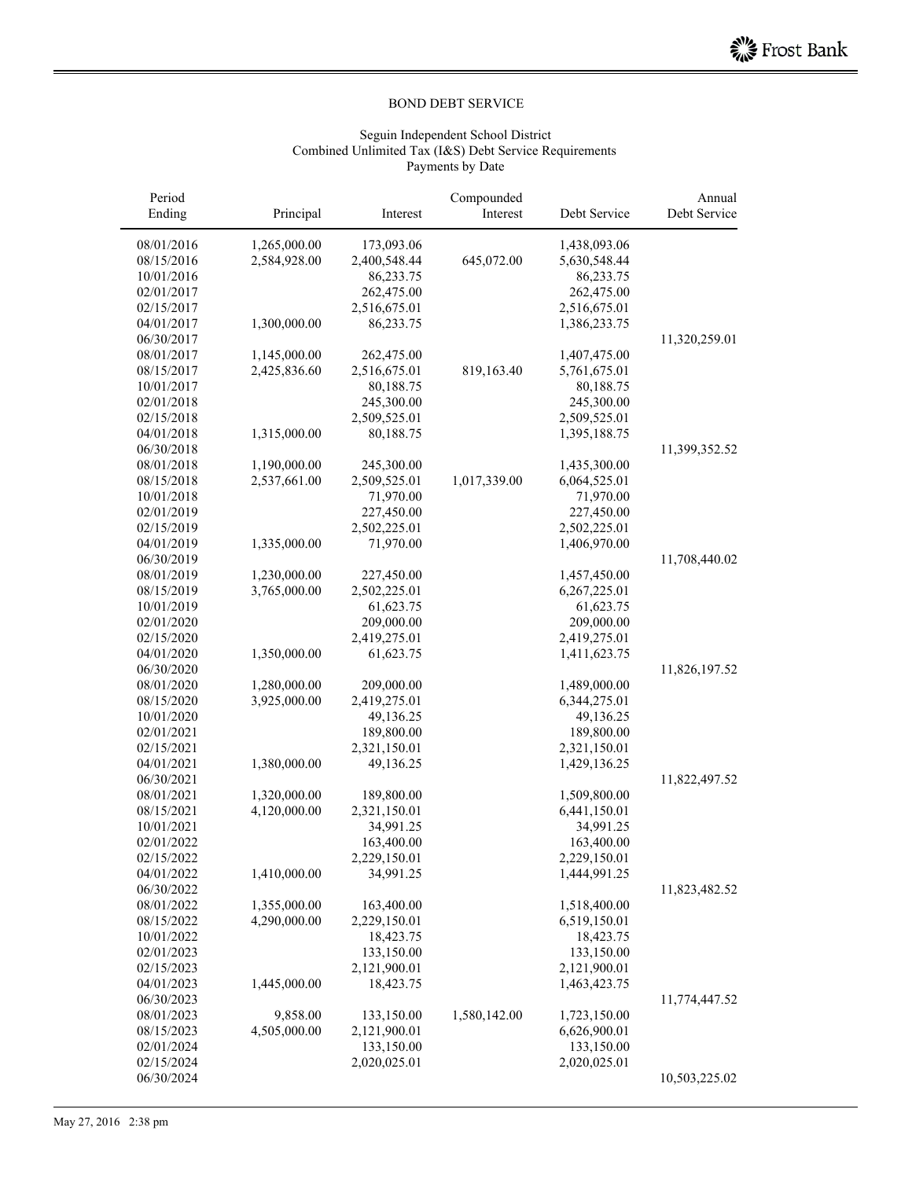BOND DEBT SERVICE

Seguin Independent School District
Combined Unlimited Tax (I&S) Debt Service Requirements
Payments by Date

| Period Ending | Principal | Interest | Compounded Interest | Debt Service | Annual Debt Service |
|---|---|---|---|---|---|
| 08/01/2016 | 1,265,000.00 | 173,093.06 | | 1,438,093.06 | |
| 08/15/2016 | 2,584,928.00 | 2,400,548.44 | 645,072.00 | 5,630,548.44 | |
| 10/01/2016 | | 86,233.75 | | 86,233.75 | |
| 02/01/2017 | | 262,475.00 | | 262,475.00 | |
| 02/15/2017 | | 2,516,675.01 | | 2,516,675.01 | |
| 04/01/2017 | 1,300,000.00 | 86,233.75 | | 1,386,233.75 | |
| 06/30/2017 | | | | | 11,320,259.01 |
| 08/01/2017 | 1,145,000.00 | 262,475.00 | | 1,407,475.00 | |
| 08/15/2017 | 2,425,836.60 | 2,516,675.01 | 819,163.40 | 5,761,675.01 | |
| 10/01/2017 | | 80,188.75 | | 80,188.75 | |
| 02/01/2018 | | 245,300.00 | | 245,300.00 | |
| 02/15/2018 | | 2,509,525.01 | | 2,509,525.01 | |
| 04/01/2018 | 1,315,000.00 | 80,188.75 | | 1,395,188.75 | |
| 06/30/2018 | | | | | 11,399,352.52 |
| 08/01/2018 | 1,190,000.00 | 245,300.00 | | 1,435,300.00 | |
| 08/15/2018 | 2,537,661.00 | 2,509,525.01 | 1,017,339.00 | 6,064,525.01 | |
| 10/01/2018 | | 71,970.00 | | 71,970.00 | |
| 02/01/2019 | | 227,450.00 | | 227,450.00 | |
| 02/15/2019 | | 2,502,225.01 | | 2,502,225.01 | |
| 04/01/2019 | 1,335,000.00 | 71,970.00 | | 1,406,970.00 | |
| 06/30/2019 | | | | | 11,708,440.02 |
| 08/01/2019 | 1,230,000.00 | 227,450.00 | | 1,457,450.00 | |
| 08/15/2019 | 3,765,000.00 | 2,502,225.01 | | 6,267,225.01 | |
| 10/01/2019 | | 61,623.75 | | 61,623.75 | |
| 02/01/2020 | | 209,000.00 | | 209,000.00 | |
| 02/15/2020 | | 2,419,275.01 | | 2,419,275.01 | |
| 04/01/2020 | 1,350,000.00 | 61,623.75 | | 1,411,623.75 | |
| 06/30/2020 | | | | | 11,826,197.52 |
| 08/01/2020 | 1,280,000.00 | 209,000.00 | | 1,489,000.00 | |
| 08/15/2020 | 3,925,000.00 | 2,419,275.01 | | 6,344,275.01 | |
| 10/01/2020 | | 49,136.25 | | 49,136.25 | |
| 02/01/2021 | | 189,800.00 | | 189,800.00 | |
| 02/15/2021 | | 2,321,150.01 | | 2,321,150.01 | |
| 04/01/2021 | 1,380,000.00 | 49,136.25 | | 1,429,136.25 | |
| 06/30/2021 | | | | | 11,822,497.52 |
| 08/01/2021 | 1,320,000.00 | 189,800.00 | | 1,509,800.00 | |
| 08/15/2021 | 4,120,000.00 | 2,321,150.01 | | 6,441,150.01 | |
| 10/01/2021 | | 34,991.25 | | 34,991.25 | |
| 02/01/2022 | | 163,400.00 | | 163,400.00 | |
| 02/15/2022 | | 2,229,150.01 | | 2,229,150.01 | |
| 04/01/2022 | 1,410,000.00 | 34,991.25 | | 1,444,991.25 | |
| 06/30/2022 | | | | | 11,823,482.52 |
| 08/01/2022 | 1,355,000.00 | 163,400.00 | | 1,518,400.00 | |
| 08/15/2022 | 4,290,000.00 | 2,229,150.01 | | 6,519,150.01 | |
| 10/01/2022 | | 18,423.75 | | 18,423.75 | |
| 02/01/2023 | | 133,150.00 | | 133,150.00 | |
| 02/15/2023 | | 2,121,900.01 | | 2,121,900.01 | |
| 04/01/2023 | 1,445,000.00 | 18,423.75 | | 1,463,423.75 | |
| 06/30/2023 | | | | | 11,774,447.52 |
| 08/01/2023 | 9,858.00 | 133,150.00 | 1,580,142.00 | 1,723,150.00 | |
| 08/15/2023 | 4,505,000.00 | 2,121,900.01 | | 6,626,900.01 | |
| 02/01/2024 | | 133,150.00 | | 133,150.00 | |
| 02/15/2024 | | 2,020,025.01 | | 2,020,025.01 | |
| 06/30/2024 | | | | | 10,503,225.02 |

May 27, 2016 2:38 pm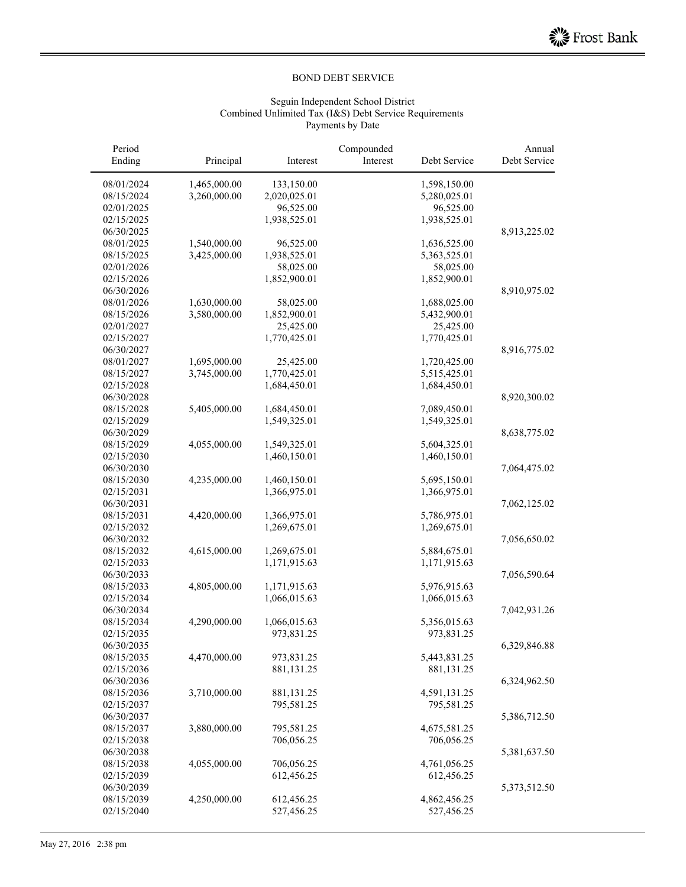BOND DEBT SERVICE

Seguin Independent School District
Combined Unlimited Tax (I&S) Debt Service Requirements
Payments by Date

| Period Ending | Principal | Interest | Compounded Interest | Debt Service | Annual Debt Service |
|---|---|---|---|---|---|
| 08/01/2024 | 1,465,000.00 | 133,150.00 | | 1,598,150.00 | |
| 08/15/2024 | 3,260,000.00 | 2,020,025.01 | | 5,280,025.01 | |
| 02/01/2025 | | 96,525.00 | | 96,525.00 | |
| 02/15/2025 | | 1,938,525.01 | | 1,938,525.01 | |
| 06/30/2025 | | | | | 8,913,225.02 |
| 08/01/2025 | 1,540,000.00 | 96,525.00 | | 1,636,525.00 | |
| 08/15/2025 | 3,425,000.00 | 1,938,525.01 | | 5,363,525.01 | |
| 02/01/2026 | | 58,025.00 | | 58,025.00 | |
| 02/15/2026 | | 1,852,900.01 | | 1,852,900.01 | |
| 06/30/2026 | | | | | 8,910,975.02 |
| 08/01/2026 | 1,630,000.00 | 58,025.00 | | 1,688,025.00 | |
| 08/15/2026 | 3,580,000.00 | 1,852,900.01 | | 5,432,900.01 | |
| 02/01/2027 | | 25,425.00 | | 25,425.00 | |
| 02/15/2027 | | 1,770,425.01 | | 1,770,425.01 | |
| 06/30/2027 | | | | | 8,916,775.02 |
| 08/01/2027 | 1,695,000.00 | 25,425.00 | | 1,720,425.00 | |
| 08/15/2027 | 3,745,000.00 | 1,770,425.01 | | 5,515,425.01 | |
| 02/15/2028 | | 1,684,450.01 | | 1,684,450.01 | |
| 06/30/2028 | | | | | 8,920,300.02 |
| 08/15/2028 | 5,405,000.00 | 1,684,450.01 | | 7,089,450.01 | |
| 02/15/2029 | | 1,549,325.01 | | 1,549,325.01 | |
| 06/30/2029 | | | | | 8,638,775.02 |
| 08/15/2029 | 4,055,000.00 | 1,549,325.01 | | 5,604,325.01 | |
| 02/15/2030 | | 1,460,150.01 | | 1,460,150.01 | |
| 06/30/2030 | | | | | 7,064,475.02 |
| 08/15/2030 | 4,235,000.00 | 1,460,150.01 | | 5,695,150.01 | |
| 02/15/2031 | | 1,366,975.01 | | 1,366,975.01 | |
| 06/30/2031 | | | | | 7,062,125.02 |
| 08/15/2031 | 4,420,000.00 | 1,366,975.01 | | 5,786,975.01 | |
| 02/15/2032 | | 1,269,675.01 | | 1,269,675.01 | |
| 06/30/2032 | | | | | 7,056,650.02 |
| 08/15/2032 | 4,615,000.00 | 1,269,675.01 | | 5,884,675.01 | |
| 02/15/2033 | | 1,171,915.63 | | 1,171,915.63 | |
| 06/30/2033 | | | | | 7,056,590.64 |
| 08/15/2033 | 4,805,000.00 | 1,171,915.63 | | 5,976,915.63 | |
| 02/15/2034 | | 1,066,015.63 | | 1,066,015.63 | |
| 06/30/2034 | | | | | 7,042,931.26 |
| 08/15/2034 | 4,290,000.00 | 1,066,015.63 | | 5,356,015.63 | |
| 02/15/2035 | | 973,831.25 | | 973,831.25 | |
| 06/30/2035 | | | | | 6,329,846.88 |
| 08/15/2035 | 4,470,000.00 | 973,831.25 | | 5,443,831.25 | |
| 02/15/2036 | | 881,131.25 | | 881,131.25 | |
| 06/30/2036 | | | | | 6,324,962.50 |
| 08/15/2036 | 3,710,000.00 | 881,131.25 | | 4,591,131.25 | |
| 02/15/2037 | | 795,581.25 | | 795,581.25 | |
| 06/30/2037 | | | | | 5,386,712.50 |
| 08/15/2037 | 3,880,000.00 | 795,581.25 | | 4,675,581.25 | |
| 02/15/2038 | | 706,056.25 | | 706,056.25 | |
| 06/30/2038 | | | | | 5,381,637.50 |
| 08/15/2038 | 4,055,000.00 | 706,056.25 | | 4,761,056.25 | |
| 02/15/2039 | | 612,456.25 | | 612,456.25 | |
| 06/30/2039 | | | | | 5,373,512.50 |
| 08/15/2039 | 4,250,000.00 | 612,456.25 | | 4,862,456.25 | |
| 02/15/2040 | | 527,456.25 | | 527,456.25 | |

May 27, 2016 2:38 pm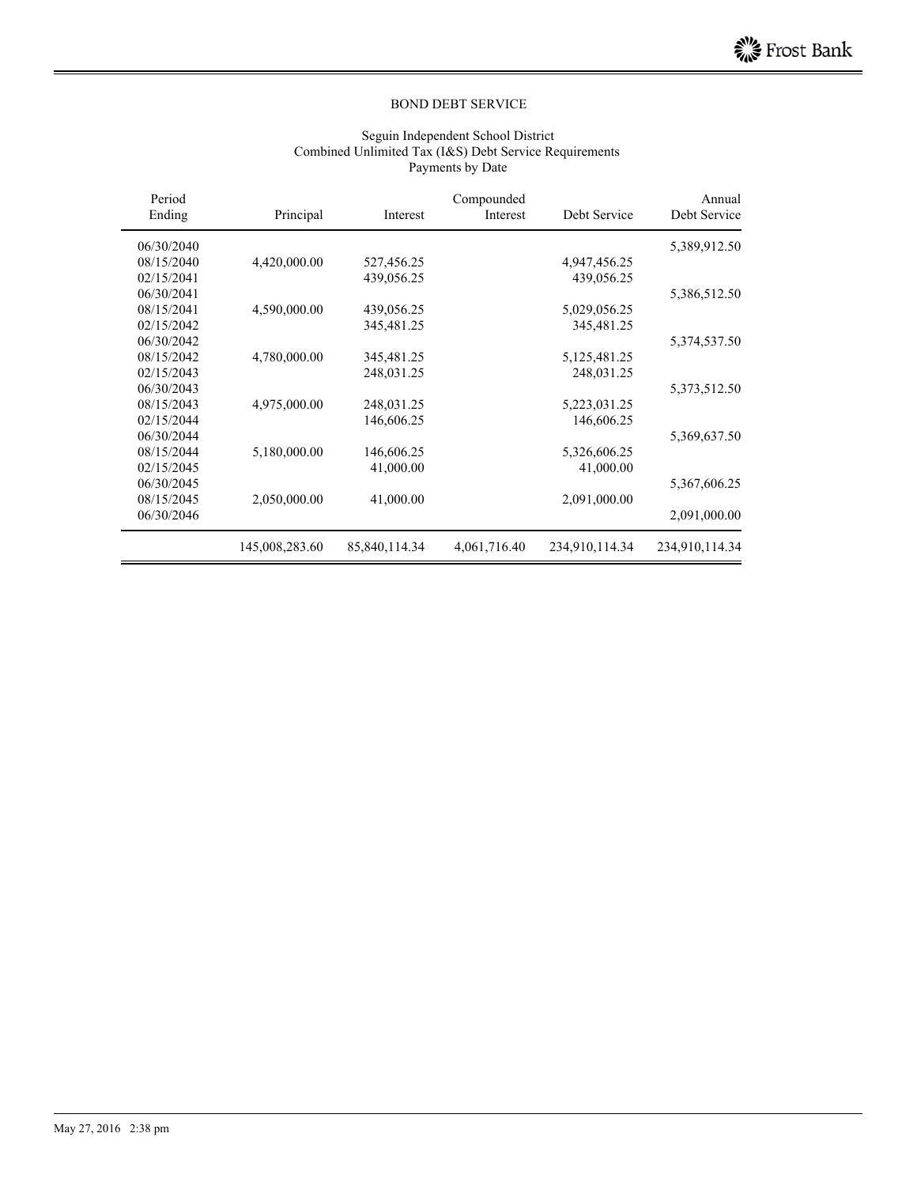BOND DEBT SERVICE

Seguin Independent School District
Combined Unlimited Tax (I&S) Debt Service Requirements
Payments by Date

| Period Ending | Principal | Interest | Compounded Interest | Debt Service | Annual Debt Service |
|---|---|---|---|---|---|
| 06/30/2040 | | | | | 5,389,912.50 |
| 08/15/2040 | 4,420,000.00 | 527,456.25 | | 4,947,456.25 | |
| 02/15/2041 | | 439,056.25 | | 439,056.25 | |
| 06/30/2041 | | | | | 5,386,512.50 |
| 08/15/2041 | 4,590,000.00 | 439,056.25 | | 5,029,056.25 | |
| 02/15/2042 | | 345,481.25 | | 345,481.25 | |
| 06/30/2042 | | | | | 5,374,537.50 |
| 08/15/2042 | 4,780,000.00 | 345,481.25 | | 5,125,481.25 | |
| 02/15/2043 | | 248,031.25 | | 248,031.25 | |
| 06/30/2043 | | | | | 5,373,512.50 |
| 08/15/2043 | 4,975,000.00 | 248,031.25 | | 5,223,031.25 | |
| 02/15/2044 | | 146,606.25 | | 146,606.25 | |
| 06/30/2044 | | | | | 5,369,637.50 |
| 08/15/2044 | 5,180,000.00 | 146,606.25 | | 5,326,606.25 | |
| 02/15/2045 | | 41,000.00 | | 41,000.00 | |
| 06/30/2045 | | | | | 5,367,606.25 |
| 08/15/2045 | 2,050,000.00 | 41,000.00 | | 2,091,000.00 | |
| 06/30/2046 | | | | | 2,091,000.00 |
| | 145,008,283.60 | 85,840,114.34 | 4,061,716.40 | 234,910,114.34 | 234,910,114.34 |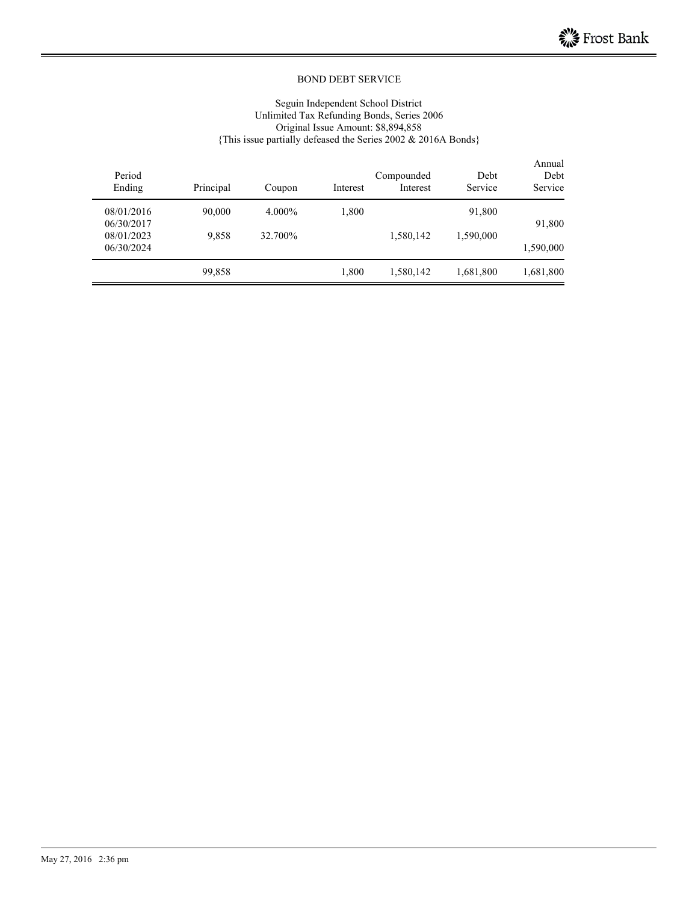## BOND DEBT SERVICE

Seguin Independent School District
Unlimited Tax Refunding Bonds, Series 2006
Original Issue Amount: $8,894,858
{This issue partially defeased the Series 2002 & 2016A Bonds}

| Period Ending | Principal | Coupon | Interest | Compounded Interest | Debt Service | Annual Debt Service |
|---|---|---|---|---|---|---|
| 08/01/2016 | 90,000 | 4.000% | 1,800 | | 91,800 | |
| 06/30/2017 | | | | | | 91,800 |
| 08/01/2023 | 9,858 | 32.700% | | 1,580,142 | 1,590,000 | |
| 06/30/2024 | | | | | | 1,590,000 |
| | 99,858 | | 1,800 | 1,580,142 | 1,681,800 | 1,681,800 |

May 27, 2016 2:36 pm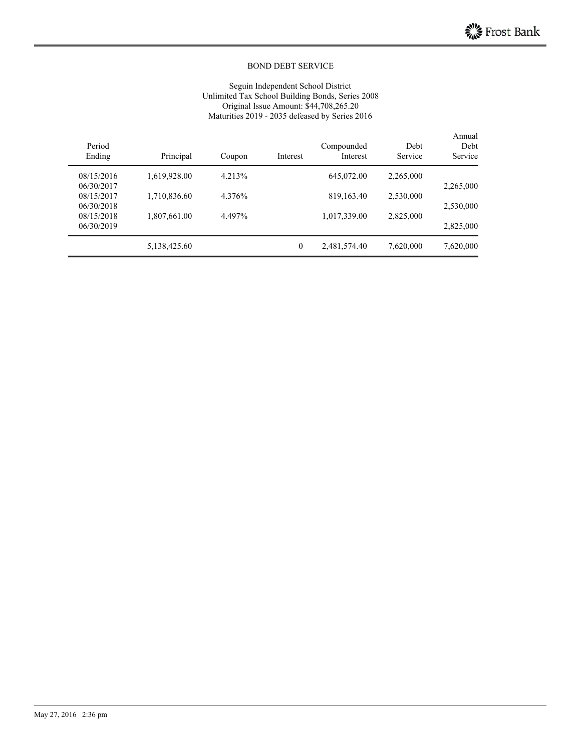BOND DEBT SERVICE

Seguin Independent School District
Unlimited Tax School Building Bonds, Series 2008
Original Issue Amount: $44,708,265.20
Maturities 2019 - 2035 defeased by Series 2016

| Period Ending | Principal | Coupon | Interest | Compounded Interest | Debt Service | Annual Debt Service |
|---|---|---|---|---|---|---|
| 08/15/2016 | 1,619,928.00 | 4.213% | | 645,072.00 | 2,265,000 | |
| 06/30/2017 | | | | | | 2,265,000 |
| 08/15/2017 | 1,710,836.60 | 4.376% | | 819,163.40 | 2,530,000 | |
| 06/30/2018 | | | | | | 2,530,000 |
| 08/15/2018 | 1,807,661.00 | 4.497% | | 1,017,339.00 | 2,825,000 | |
| 06/30/2019 | | | | | | 2,825,000 |
| | 5,138,425.60 | | 0 | 2,481,574.40 | 7,620,000 | 7,620,000 |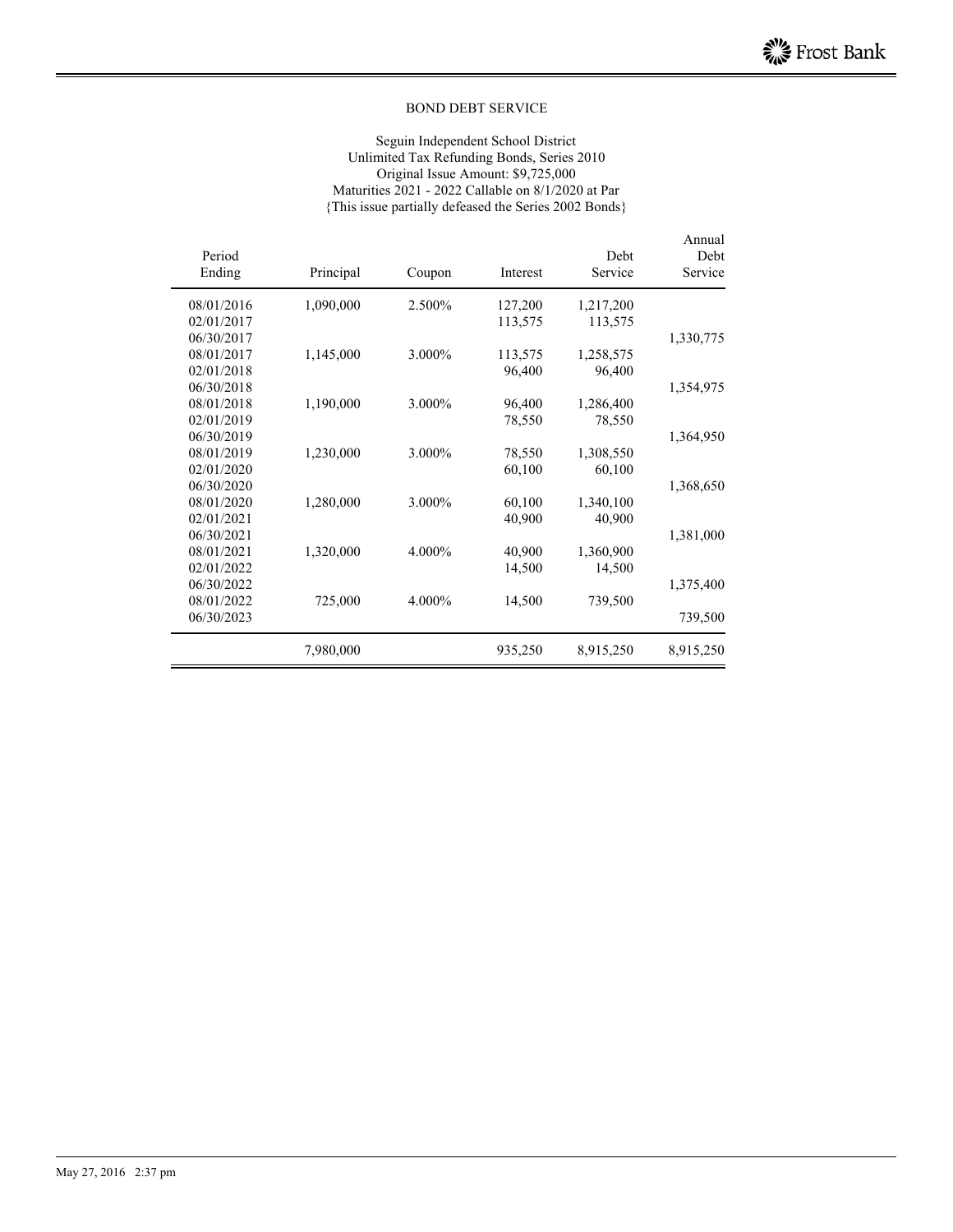## BOND DEBT SERVICE

Seguin Independent School District
Unlimited Tax Refunding Bonds, Series 2010
Original Issue Amount: $9,725,000
Maturities 2021 - 2022 Callable on 8/1/2020 at Par
{This issue partially defeased the Series 2002 Bonds}

| Period Ending | Principal | Coupon | Interest | Debt Service | Annual Debt Service |
|---|---|---|---|---|---|
| 08/01/2016 | 1,090,000 | 2.500% | 127,200 | 1,217,200 | |
| 02/01/2017 | | | 113,575 | 113,575 | |
| 06/30/2017 | | | | | 1,330,775 |
| 08/01/2017 | 1,145,000 | 3.000% | 113,575 | 1,258,575 | |
| 02/01/2018 | | | 96,400 | 96,400 | |
| 06/30/2018 | | | | | 1,354,975 |
| 08/01/2018 | 1,190,000 | 3.000% | 96,400 | 1,286,400 | |
| 02/01/2019 | | | 78,550 | 78,550 | |
| 06/30/2019 | | | | | 1,364,950 |
| 08/01/2019 | 1,230,000 | 3.000% | 78,550 | 1,308,550 | |
| 02/01/2020 | | | 60,100 | 60,100 | |
| 06/30/2020 | | | | | 1,368,650 |
| 08/01/2020 | 1,280,000 | 3.000% | 60,100 | 1,340,100 | |
| 02/01/2021 | | | 40,900 | 40,900 | |
| 06/30/2021 | | | | | 1,381,000 |
| 08/01/2021 | 1,320,000 | 4.000% | 40,900 | 1,360,900 | |
| 02/01/2022 | | | 14,500 | 14,500 | |
| 06/30/2022 | | | | | 1,375,400 |
| 08/01/2022 | 725,000 | 4.000% | 14,500 | 739,500 | |
| 06/30/2023 | | | | | 739,500 |
| | 7,980,000 | | 935,250 | 8,915,250 | 8,915,250 |

May 27, 2016 2:37 pm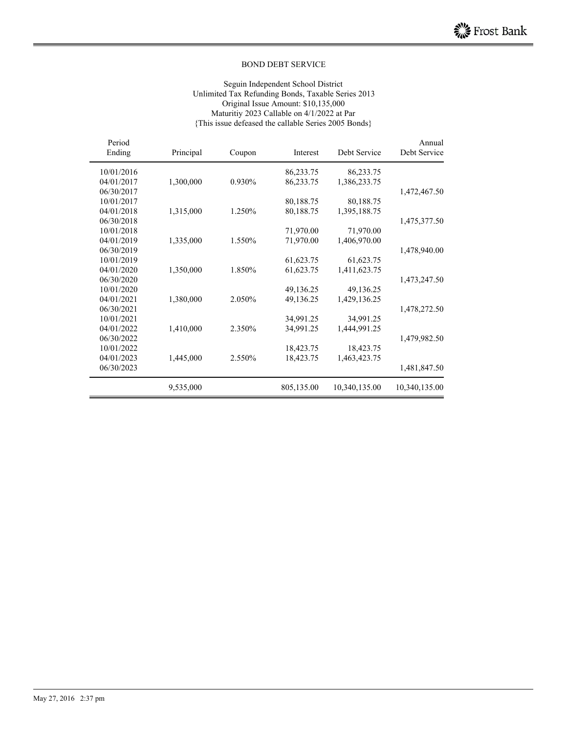## BOND DEBT SERVICE

Seguin Independent School District
Unlimited Tax Refunding Bonds, Taxable Series 2013
Original Issue Amount: $10,135,000
Maturitiy 2023 Callable on 4/1/2022 at Par
{This issue defeased the callable Series 2005 Bonds}

| Period Ending | Principal | Coupon | Interest | Debt Service | Annual Debt Service |
|---|---|---|---|---|---|
| 10/01/2016 | | | 86,233.75 | 86,233.75 | |
| 04/01/2017 | 1,300,000 | 0.930% | 86,233.75 | 1,386,233.75 | |
| 06/30/2017 | | | | | 1,472,467.50 |
| 10/01/2017 | | | 80,188.75 | 80,188.75 | |
| 04/01/2018 | 1,315,000 | 1.250% | 80,188.75 | 1,395,188.75 | |
| 06/30/2018 | | | | | 1,475,377.50 |
| 10/01/2018 | | | 71,970.00 | 71,970.00 | |
| 04/01/2019 | 1,335,000 | 1.550% | 71,970.00 | 1,406,970.00 | |
| 06/30/2019 | | | | | 1,478,940.00 |
| 10/01/2019 | | | 61,623.75 | 61,623.75 | |
| 04/01/2020 | 1,350,000 | 1.850% | 61,623.75 | 1,411,623.75 | |
| 06/30/2020 | | | | | 1,473,247.50 |
| 10/01/2020 | | | 49,136.25 | 49,136.25 | |
| 04/01/2021 | 1,380,000 | 2.050% | 49,136.25 | 1,429,136.25 | |
| 06/30/2021 | | | | | 1,478,272.50 |
| 10/01/2021 | | | 34,991.25 | 34,991.25 | |
| 04/01/2022 | 1,410,000 | 2.350% | 34,991.25 | 1,444,991.25 | |
| 06/30/2022 | | | | | 1,479,982.50 |
| 10/01/2022 | | | 18,423.75 | 18,423.75 | |
| 04/01/2023 | 1,445,000 | 2.550% | 18,423.75 | 1,463,423.75 | |
| 06/30/2023 | | | | | 1,481,847.50 |
| | 9,535,000 | | 805,135.00 | 10,340,135.00 | 10,340,135.00 |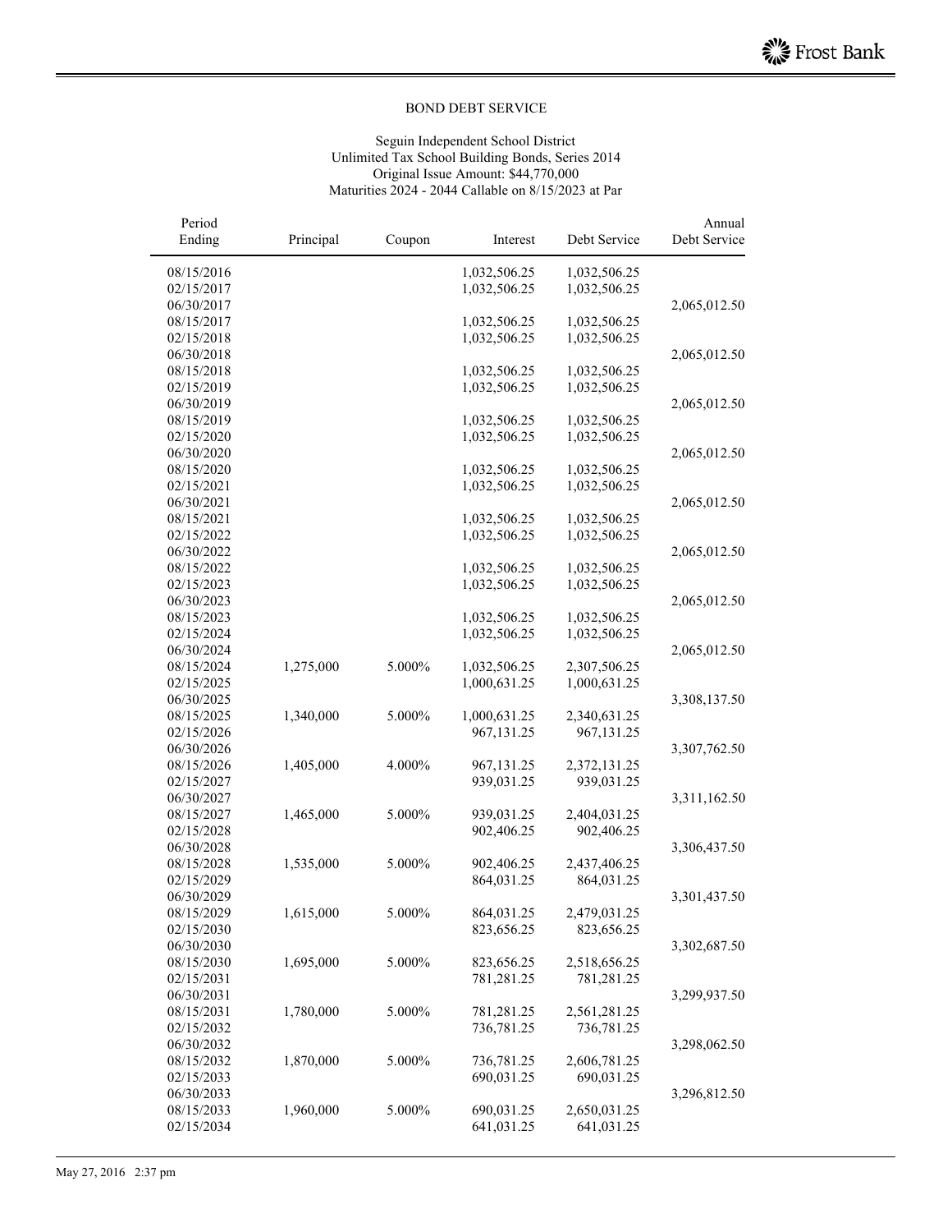BOND DEBT SERVICE

Seguin Independent School District
Unlimited Tax School Building Bonds, Series 2014
Original Issue Amount: $44,770,000
Maturities 2024 - 2044 Callable on 8/15/2023 at Par

| Period Ending | Principal | Coupon | Interest | Debt Service | Annual Debt Service |
|---|---|---|---|---|---|
| 08/15/2016 | | | 1,032,506.25 | 1,032,506.25 | |
| 02/15/2017 | | | 1,032,506.25 | 1,032,506.25 | |
| 06/30/2017 | | | | | 2,065,012.50 |
| 08/15/2017 | | | 1,032,506.25 | 1,032,506.25 | |
| 02/15/2018 | | | 1,032,506.25 | 1,032,506.25 | |
| 06/30/2018 | | | | | 2,065,012.50 |
| 08/15/2018 | | | 1,032,506.25 | 1,032,506.25 | |
| 02/15/2019 | | | 1,032,506.25 | 1,032,506.25 | |
| 06/30/2019 | | | | | 2,065,012.50 |
| 08/15/2019 | | | 1,032,506.25 | 1,032,506.25 | |
| 02/15/2020 | | | 1,032,506.25 | 1,032,506.25 | |
| 06/30/2020 | | | | | 2,065,012.50 |
| 08/15/2020 | | | 1,032,506.25 | 1,032,506.25 | |
| 02/15/2021 | | | 1,032,506.25 | 1,032,506.25 | |
| 06/30/2021 | | | | | 2,065,012.50 |
| 08/15/2021 | | | 1,032,506.25 | 1,032,506.25 | |
| 02/15/2022 | | | 1,032,506.25 | 1,032,506.25 | |
| 06/30/2022 | | | | | 2,065,012.50 |
| 08/15/2022 | | | 1,032,506.25 | 1,032,506.25 | |
| 02/15/2023 | | | 1,032,506.25 | 1,032,506.25 | |
| 06/30/2023 | | | | | 2,065,012.50 |
| 08/15/2023 | | | 1,032,506.25 | 1,032,506.25 | |
| 02/15/2024 | | | 1,032,506.25 | 1,032,506.25 | |
| 06/30/2024 | | | | | 2,065,012.50 |
| 08/15/2024 | 1,275,000 | 5.000% | 1,032,506.25 | 2,307,506.25 | |
| 02/15/2025 | | | 1,000,631.25 | 1,000,631.25 | |
| 06/30/2025 | | | | | 3,308,137.50 |
| 08/15/2025 | 1,340,000 | 5.000% | 1,000,631.25 | 2,340,631.25 | |
| 02/15/2026 | | | 967,131.25 | 967,131.25 | |
| 06/30/2026 | | | | | 3,307,762.50 |
| 08/15/2026 | 1,405,000 | 4.000% | 967,131.25 | 2,372,131.25 | |
| 02/15/2027 | | | 939,031.25 | 939,031.25 | |
| 06/30/2027 | | | | | 3,311,162.50 |
| 08/15/2027 | 1,465,000 | 5.000% | 939,031.25 | 2,404,031.25 | |
| 02/15/2028 | | | 902,406.25 | 902,406.25 | |
| 06/30/2028 | | | | | 3,306,437.50 |
| 08/15/2028 | 1,535,000 | 5.000% | 902,406.25 | 2,437,406.25 | |
| 02/15/2029 | | | 864,031.25 | 864,031.25 | |
| 06/30/2029 | | | | | 3,301,437.50 |
| 08/15/2029 | 1,615,000 | 5.000% | 864,031.25 | 2,479,031.25 | |
| 02/15/2030 | | | 823,656.25 | 823,656.25 | |
| 06/30/2030 | | | | | 3,302,687.50 |
| 08/15/2030 | 1,695,000 | 5.000% | 823,656.25 | 2,518,656.25 | |
| 02/15/2031 | | | 781,281.25 | 781,281.25 | |
| 06/30/2031 | | | | | 3,299,937.50 |
| 08/15/2031 | 1,780,000 | 5.000% | 781,281.25 | 2,561,281.25 | |
| 02/15/2032 | | | 736,781.25 | 736,781.25 | |
| 06/30/2032 | | | | | 3,298,062.50 |
| 08/15/2032 | 1,870,000 | 5.000% | 736,781.25 | 2,606,781.25 | |
| 02/15/2033 | | | 690,031.25 | 690,031.25 | |
| 06/30/2033 | | | | | 3,296,812.50 |
| 08/15/2033 | 1,960,000 | 5.000% | 690,031.25 | 2,650,031.25 | |
| 02/15/2034 | | | 641,031.25 | 641,031.25 | |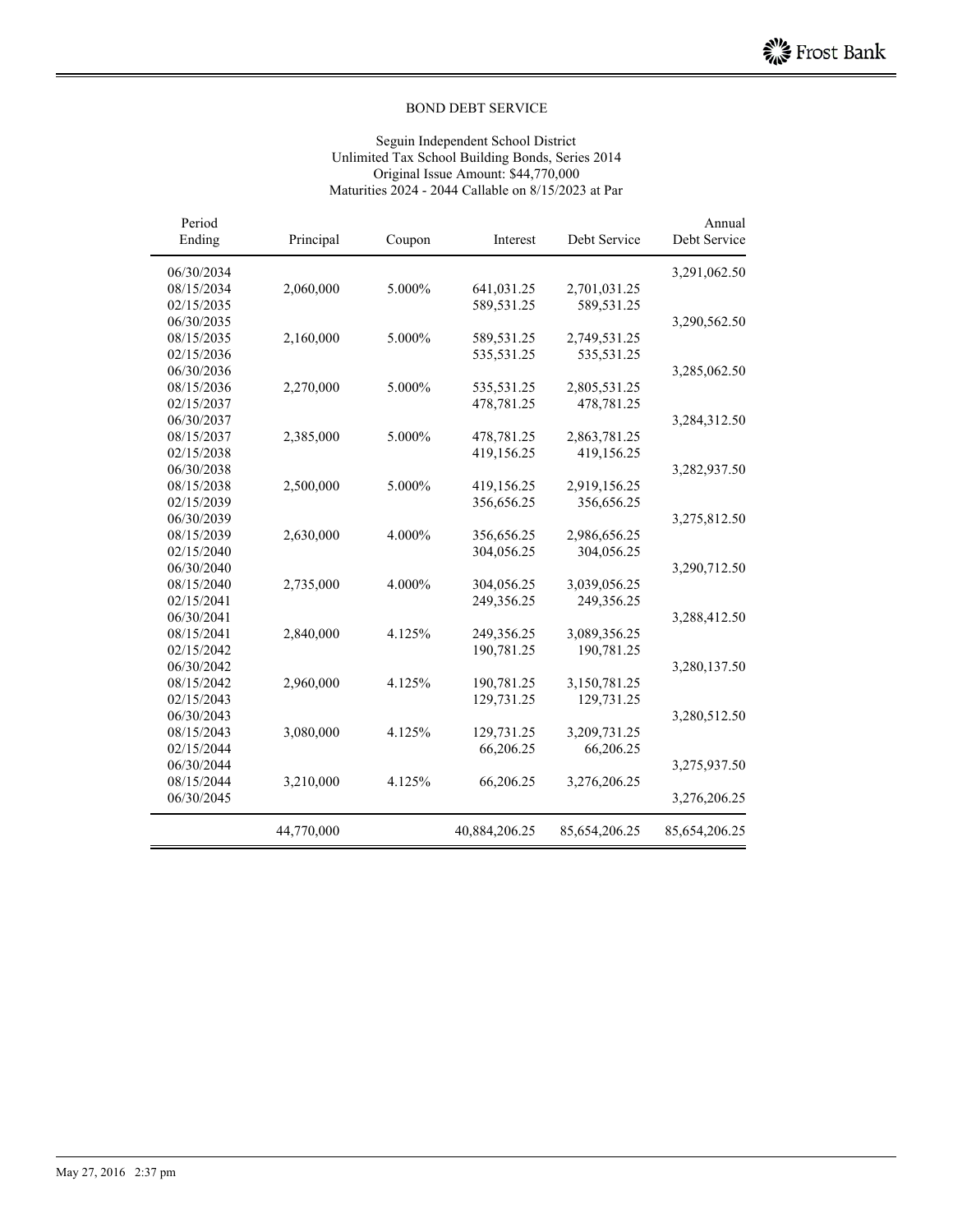BOND DEBT SERVICE

Seguin Independent School District
Unlimited Tax School Building Bonds, Series 2014
Original Issue Amount: $44,770,000
Maturities 2024 - 2044 Callable on 8/15/2023 at Par

| Period Ending | Principal | Coupon | Interest | Debt Service | Annual Debt Service |
|---|---|---|---|---|---|
| 06/30/2034 | | | | | 3,291,062.50 |
| 08/15/2034 | 2,060,000 | 5.000% | 641,031.25 | 2,701,031.25 | |
| 02/15/2035 | | | 589,531.25 | 589,531.25 | |
| 06/30/2035 | | | | | 3,290,562.50 |
| 08/15/2035 | 2,160,000 | 5.000% | 589,531.25 | 2,749,531.25 | |
| 02/15/2036 | | | 535,531.25 | 535,531.25 | |
| 06/30/2036 | | | | | 3,285,062.50 |
| 08/15/2036 | 2,270,000 | 5.000% | 535,531.25 | 2,805,531.25 | |
| 02/15/2037 | | | 478,781.25 | 478,781.25 | |
| 06/30/2037 | | | | | 3,284,312.50 |
| 08/15/2037 | 2,385,000 | 5.000% | 478,781.25 | 2,863,781.25 | |
| 02/15/2038 | | | 419,156.25 | 419,156.25 | |
| 06/30/2038 | | | | | 3,282,937.50 |
| 08/15/2038 | 2,500,000 | 5.000% | 419,156.25 | 2,919,156.25 | |
| 02/15/2039 | | | 356,656.25 | 356,656.25 | |
| 06/30/2039 | | | | | 3,275,812.50 |
| 08/15/2039 | 2,630,000 | 4.000% | 356,656.25 | 2,986,656.25 | |
| 02/15/2040 | | | 304,056.25 | 304,056.25 | |
| 06/30/2040 | | | | | 3,290,712.50 |
| 08/15/2040 | 2,735,000 | 4.000% | 304,056.25 | 3,039,056.25 | |
| 02/15/2041 | | | 249,356.25 | 249,356.25 | |
| 06/30/2041 | | | | | 3,288,412.50 |
| 08/15/2041 | 2,840,000 | 4.125% | 249,356.25 | 3,089,356.25 | |
| 02/15/2042 | | | 190,781.25 | 190,781.25 | |
| 06/30/2042 | | | | | 3,280,137.50 |
| 08/15/2042 | 2,960,000 | 4.125% | 190,781.25 | 3,150,781.25 | |
| 02/15/2043 | | | 129,731.25 | 129,731.25 | |
| 06/30/2043 | | | | | 3,280,512.50 |
| 08/15/2043 | 3,080,000 | 4.125% | 129,731.25 | 3,209,731.25 | |
| 02/15/2044 | | | 66,206.25 | 66,206.25 | |
| 06/30/2044 | | | | | 3,275,937.50 |
| 08/15/2044 | 3,210,000 | 4.125% | 66,206.25 | 3,276,206.25 | |
| 06/30/2045 | | | | | 3,276,206.25 |
| | 44,770,000 | | 40,884,206.25 | 85,654,206.25 | 85,654,206.25 |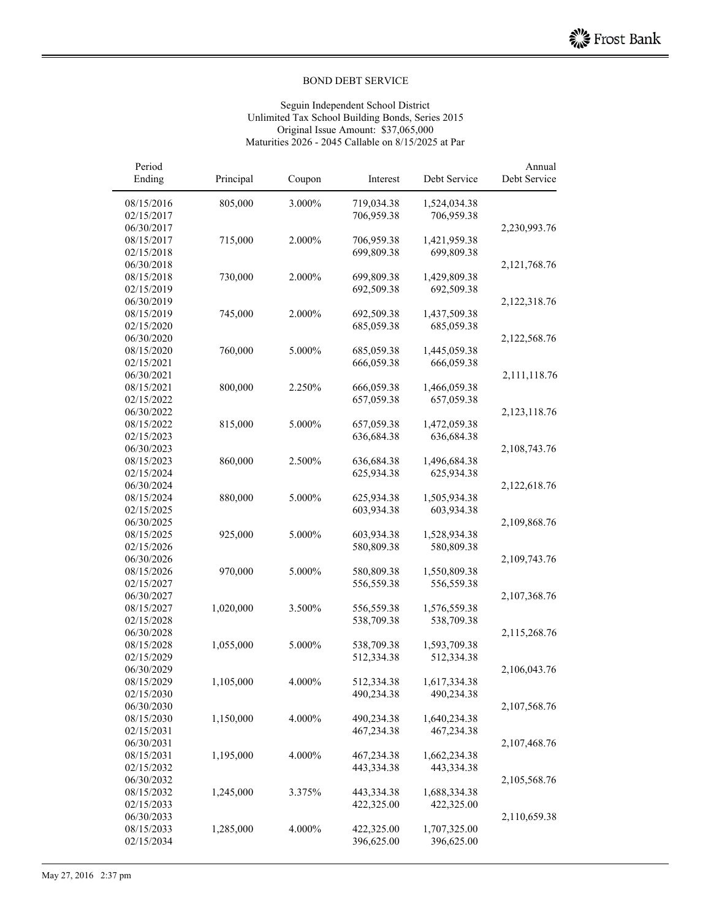Frost Bank

BOND DEBT SERVICE

Seguin Independent School District
Unlimited Tax School Building Bonds, Series 2015
Original Issue Amount: $37,065,000
Maturities 2026 - 2045 Callable on 8/15/2025 at Par

| Period Ending | Principal | Coupon | Interest | Debt Service | Annual Debt Service |
|---|---|---|---|---|---|
| 08/15/2016 | 805,000 | 3.000% | 719,034.38 | 1,524,034.38 | |
| 02/15/2017 | | | 706,959.38 | 706,959.38 | |
| 06/30/2017 | | | | | 2,230,993.76 |
| 08/15/2017 | 715,000 | 2.000% | 706,959.38 | 1,421,959.38 | |
| 02/15/2018 | | | 699,809.38 | 699,809.38 | |
| 06/30/2018 | | | | | 2,121,768.76 |
| 08/15/2018 | 730,000 | 2.000% | 699,809.38 | 1,429,809.38 | |
| 02/15/2019 | | | 692,509.38 | 692,509.38 | |
| 06/30/2019 | | | | | 2,122,318.76 |
| 08/15/2019 | 745,000 | 2.000% | 692,509.38 | 1,437,509.38 | |
| 02/15/2020 | | | 685,059.38 | 685,059.38 | |
| 06/30/2020 | | | | | 2,122,568.76 |
| 08/15/2020 | 760,000 | 5.000% | 685,059.38 | 1,445,059.38 | |
| 02/15/2021 | | | 666,059.38 | 666,059.38 | |
| 06/30/2021 | | | | | 2,111,118.76 |
| 08/15/2021 | 800,000 | 2.250% | 666,059.38 | 1,466,059.38 | |
| 02/15/2022 | | | 657,059.38 | 657,059.38 | |
| 06/30/2022 | | | | | 2,123,118.76 |
| 08/15/2022 | 815,000 | 5.000% | 657,059.38 | 1,472,059.38 | |
| 02/15/2023 | | | 636,684.38 | 636,684.38 | |
| 06/30/2023 | | | | | 2,108,743.76 |
| 08/15/2023 | 860,000 | 2.500% | 636,684.38 | 1,496,684.38 | |
| 02/15/2024 | | | 625,934.38 | 625,934.38 | |
| 06/30/2024 | | | | | 2,122,618.76 |
| 08/15/2024 | 880,000 | 5.000% | 625,934.38 | 1,505,934.38 | |
| 02/15/2025 | | | 603,934.38 | 603,934.38 | |
| 06/30/2025 | | | | | 2,109,868.76 |
| 08/15/2025 | 925,000 | 5.000% | 603,934.38 | 1,528,934.38 | |
| 02/15/2026 | | | 580,809.38 | 580,809.38 | |
| 06/30/2026 | | | | | 2,109,743.76 |
| 08/15/2026 | 970,000 | 5.000% | 580,809.38 | 1,550,809.38 | |
| 02/15/2027 | | | 556,559.38 | 556,559.38 | |
| 06/30/2027 | | | | | 2,107,368.76 |
| 08/15/2027 | 1,020,000 | 3.500% | 556,559.38 | 1,576,559.38 | |
| 02/15/2028 | | | 538,709.38 | 538,709.38 | |
| 06/30/2028 | | | | | 2,115,268.76 |
| 08/15/2028 | 1,055,000 | 5.000% | 538,709.38 | 1,593,709.38 | |
| 02/15/2029 | | | 512,334.38 | 512,334.38 | |
| 06/30/2029 | | | | | 2,106,043.76 |
| 08/15/2029 | 1,105,000 | 4.000% | 512,334.38 | 1,617,334.38 | |
| 02/15/2030 | | | 490,234.38 | 490,234.38 | |
| 06/30/2030 | | | | | 2,107,568.76 |
| 08/15/2030 | 1,150,000 | 4.000% | 490,234.38 | 1,640,234.38 | |
| 02/15/2031 | | | 467,234.38 | 467,234.38 | |
| 06/30/2031 | | | | | 2,107,468.76 |
| 08/15/2031 | 1,195,000 | 4.000% | 467,234.38 | 1,662,234.38 | |
| 02/15/2032 | | | 443,334.38 | 443,334.38 | |
| 06/30/2032 | | | | | 2,105,568.76 |
| 08/15/2032 | 1,245,000 | 3.375% | 443,334.38 | 1,688,334.38 | |
| 02/15/2033 | | | 422,325.00 | 422,325.00 | |
| 06/30/2033 | | | | | 2,110,659.38 |
| 08/15/2033 | 1,285,000 | 4.000% | 422,325.00 | 1,707,325.00 | |
| 02/15/2034 | | | 396,625.00 | 396,625.00 | |

May 27, 2016 2:37 pm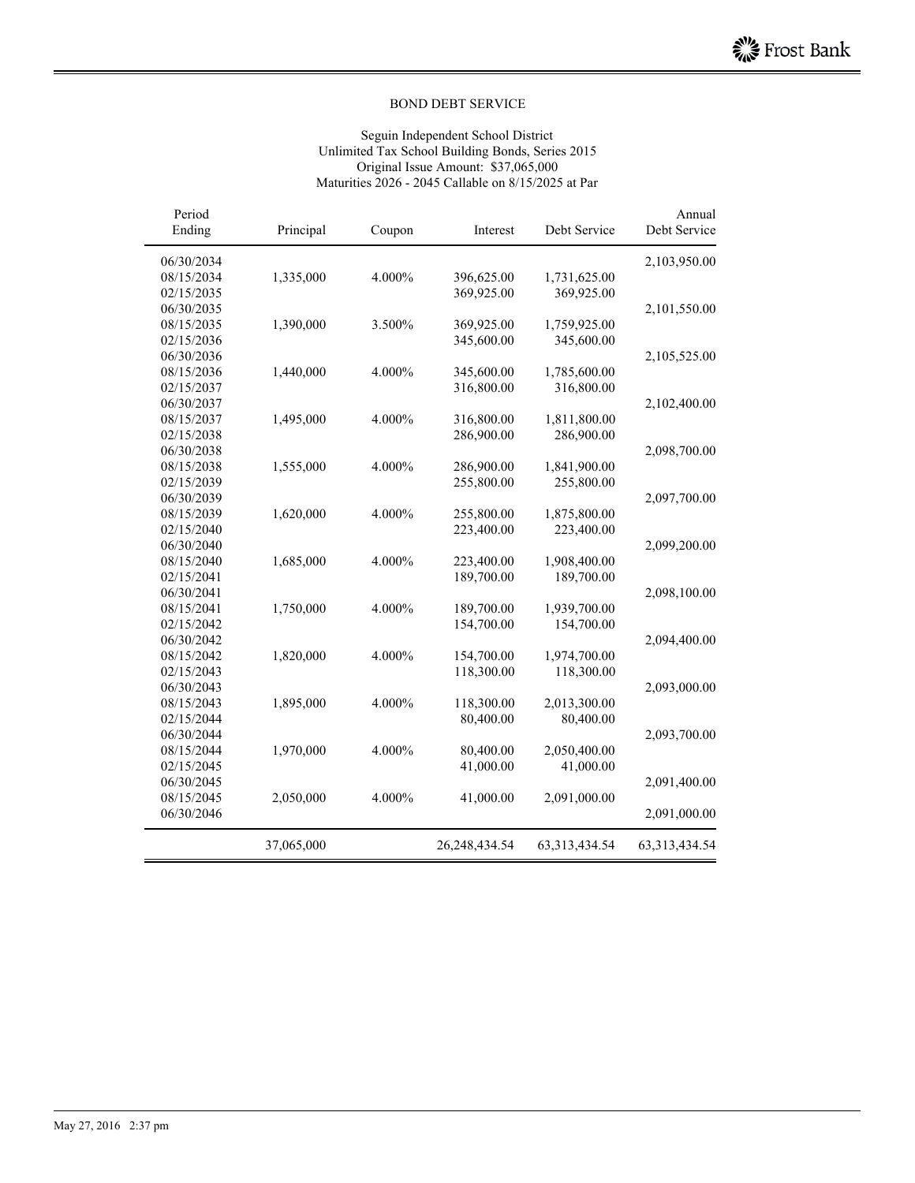BOND DEBT SERVICE

Seguin Independent School District
Unlimited Tax School Building Bonds, Series 2015
Original Issue Amount: $37,065,000
Maturities 2026 - 2045 Callable on 8/15/2025 at Par

| Period Ending | Principal | Coupon | Interest | Debt Service | Annual Debt Service |
|---|---|---|---|---|---|
| 06/30/2034 | | | | | 2,103,950.00 |
| 08/15/2034 | 1,335,000 | 4.000% | 396,625.00 | 1,731,625.00 | |
| 02/15/2035 | | | 369,925.00 | 369,925.00 | |
| 06/30/2035 | | | | | 2,101,550.00 |
| 08/15/2035 | 1,390,000 | 3.500% | 369,925.00 | 1,759,925.00 | |
| 02/15/2036 | | | 345,600.00 | 345,600.00 | |
| 06/30/2036 | | | | | 2,105,525.00 |
| 08/15/2036 | 1,440,000 | 4.000% | 345,600.00 | 1,785,600.00 | |
| 02/15/2037 | | | 316,800.00 | 316,800.00 | |
| 06/30/2037 | | | | | 2,102,400.00 |
| 08/15/2037 | 1,495,000 | 4.000% | 316,800.00 | 1,811,800.00 | |
| 02/15/2038 | | | 286,900.00 | 286,900.00 | |
| 06/30/2038 | | | | | 2,098,700.00 |
| 08/15/2038 | 1,555,000 | 4.000% | 286,900.00 | 1,841,900.00 | |
| 02/15/2039 | | | 255,800.00 | 255,800.00 | |
| 06/30/2039 | | | | | 2,097,700.00 |
| 08/15/2039 | 1,620,000 | 4.000% | 255,800.00 | 1,875,800.00 | |
| 02/15/2040 | | | 223,400.00 | 223,400.00 | |
| 06/30/2040 | | | | | 2,099,200.00 |
| 08/15/2040 | 1,685,000 | 4.000% | 223,400.00 | 1,908,400.00 | |
| 02/15/2041 | | | 189,700.00 | 189,700.00 | |
| 06/30/2041 | | | | | 2,098,100.00 |
| 08/15/2041 | 1,750,000 | 4.000% | 189,700.00 | 1,939,700.00 | |
| 02/15/2042 | | | 154,700.00 | 154,700.00 | |
| 06/30/2042 | | | | | 2,094,400.00 |
| 08/15/2042 | 1,820,000 | 4.000% | 154,700.00 | 1,974,700.00 | |
| 02/15/2043 | | | 118,300.00 | 118,300.00 | |
| 06/30/2043 | | | | | 2,093,000.00 |
| 08/15/2043 | 1,895,000 | 4.000% | 118,300.00 | 2,013,300.00 | |
| 02/15/2044 | | | 80,400.00 | 80,400.00 | |
| 06/30/2044 | | | | | 2,093,700.00 |
| 08/15/2044 | 1,970,000 | 4.000% | 80,400.00 | 2,050,400.00 | |
| 02/15/2045 | | | 41,000.00 | 41,000.00 | |
| 06/30/2045 | | | | | 2,091,400.00 |
| 08/15/2045 | 2,050,000 | 4.000% | 41,000.00 | 2,091,000.00 | |
| 06/30/2046 | | | | | 2,091,000.00 |
| | 37,065,000 | | 26,248,434.54 | 63,313,434.54 | 63,313,434.54 |

May 27, 2016 2:37 pm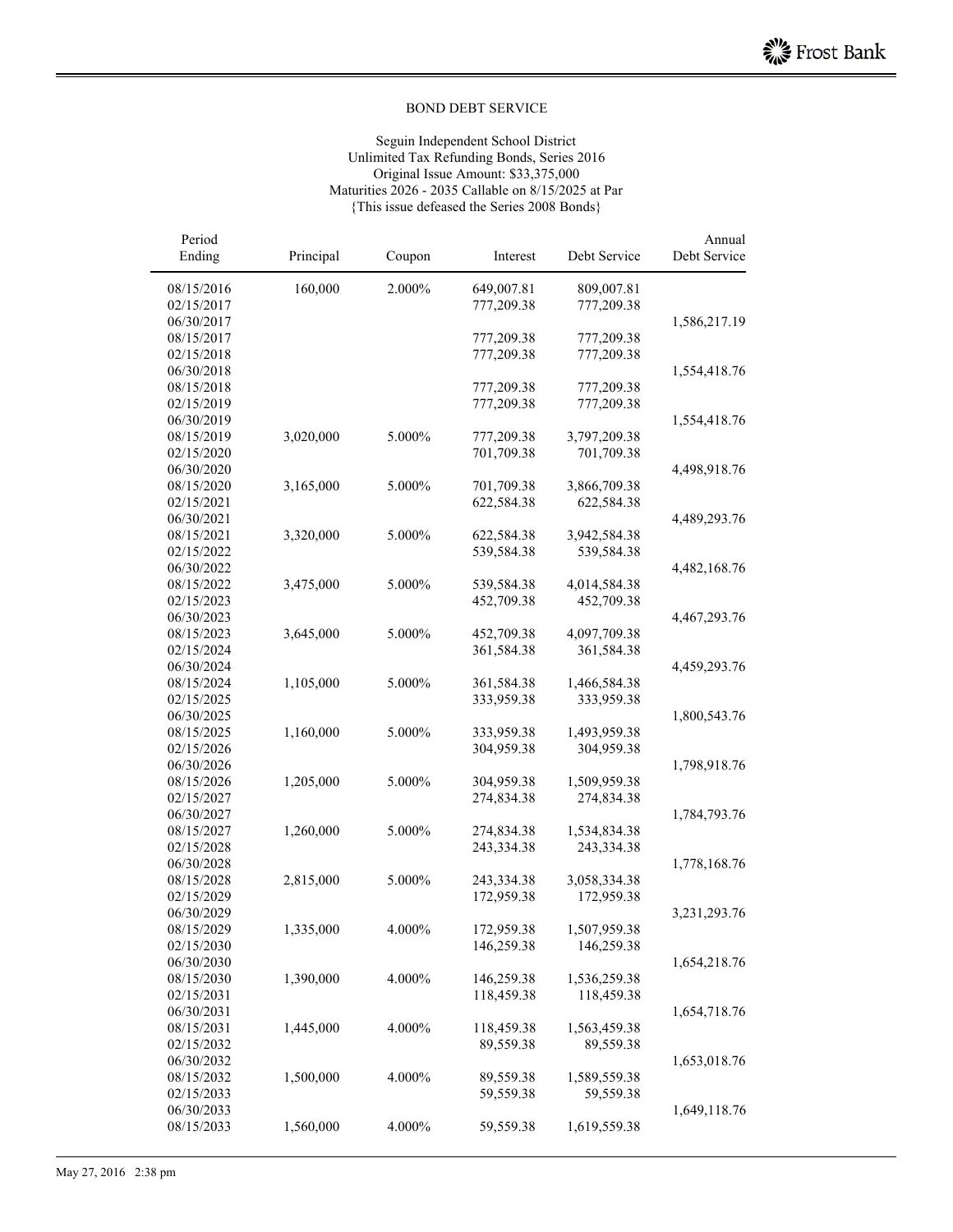## BOND DEBT SERVICE

Seguin Independent School District
Unlimited Tax Refunding Bonds, Series 2016
Original Issue Amount: $33,375,000
Maturities 2026 - 2035 Callable on 8/15/2025 at Par
{This issue defeased the Series 2008 Bonds}

| Period Ending | Principal | Coupon | Interest | Debt Service | Annual Debt Service |
|---|---|---|---|---|---|
| 08/15/2016 | 160,000 | 2.000% | 649,007.81 | 809,007.81 | |
| 02/15/2017 | | | 777,209.38 | 777,209.38 | |
| 06/30/2017 | | | | | 1,586,217.19 |
| 08/15/2017 | | | 777,209.38 | 777,209.38 | |
| 02/15/2018 | | | 777,209.38 | 777,209.38 | |
| 06/30/2018 | | | | | 1,554,418.76 |
| 08/15/2018 | | | 777,209.38 | 777,209.38 | |
| 02/15/2019 | | | 777,209.38 | 777,209.38 | |
| 06/30/2019 | | | | | 1,554,418.76 |
| 08/15/2019 | 3,020,000 | 5.000% | 777,209.38 | 3,797,209.38 | |
| 02/15/2020 | | | 701,709.38 | 701,709.38 | |
| 06/30/2020 | | | | | 4,498,918.76 |
| 08/15/2020 | 3,165,000 | 5.000% | 701,709.38 | 3,866,709.38 | |
| 02/15/2021 | | | 622,584.38 | 622,584.38 | |
| 06/30/2021 | | | | | 4,489,293.76 |
| 08/15/2021 | 3,320,000 | 5.000% | 622,584.38 | 3,942,584.38 | |
| 02/15/2022 | | | 539,584.38 | 539,584.38 | |
| 06/30/2022 | | | | | 4,482,168.76 |
| 08/15/2022 | 3,475,000 | 5.000% | 539,584.38 | 4,014,584.38 | |
| 02/15/2023 | | | 452,709.38 | 452,709.38 | |
| 06/30/2023 | | | | | 4,467,293.76 |
| 08/15/2023 | 3,645,000 | 5.000% | 452,709.38 | 4,097,709.38 | |
| 02/15/2024 | | | 361,584.38 | 361,584.38 | |
| 06/30/2024 | | | | | 4,459,293.76 |
| 08/15/2024 | 1,105,000 | 5.000% | 361,584.38 | 1,466,584.38 | |
| 02/15/2025 | | | 333,959.38 | 333,959.38 | |
| 06/30/2025 | | | | | 1,800,543.76 |
| 08/15/2025 | 1,160,000 | 5.000% | 333,959.38 | 1,493,959.38 | |
| 02/15/2026 | | | 304,959.38 | 304,959.38 | |
| 06/30/2026 | | | | | 1,798,918.76 |
| 08/15/2026 | 1,205,000 | 5.000% | 304,959.38 | 1,509,959.38 | |
| 02/15/2027 | | | 274,834.38 | 274,834.38 | |
| 06/30/2027 | | | | | 1,784,793.76 |
| 08/15/2027 | 1,260,000 | 5.000% | 274,834.38 | 1,534,834.38 | |
| 02/15/2028 | | | 243,334.38 | 243,334.38 | |
| 06/30/2028 | | | | | 1,778,168.76 |
| 08/15/2028 | 2,815,000 | 5.000% | 243,334.38 | 3,058,334.38 | |
| 02/15/2029 | | | 172,959.38 | 172,959.38 | |
| 06/30/2029 | | | | | 3,231,293.76 |
| 08/15/2029 | 1,335,000 | 4.000% | 172,959.38 | 1,507,959.38 | |
| 02/15/2030 | | | 146,259.38 | 146,259.38 | |
| 06/30/2030 | | | | | 1,654,218.76 |
| 08/15/2030 | 1,390,000 | 4.000% | 146,259.38 | 1,536,259.38 | |
| 02/15/2031 | | | 118,459.38 | 118,459.38 | |
| 06/30/2031 | | | | | 1,654,718.76 |
| 08/15/2031 | 1,445,000 | 4.000% | 118,459.38 | 1,563,459.38 | |
| 02/15/2032 | | | 89,559.38 | 89,559.38 | |
| 06/30/2032 | | | | | 1,653,018.76 |
| 08/15/2032 | 1,500,000 | 4.000% | 89,559.38 | 1,589,559.38 | |
| 02/15/2033 | | | 59,559.38 | 59,559.38 | |
| 06/30/2033 | | | | | 1,649,118.76 |
| 08/15/2033 | 1,560,000 | 4.000% | 59,559.38 | 1,619,559.38 | |

May 27, 2016 2:38 pm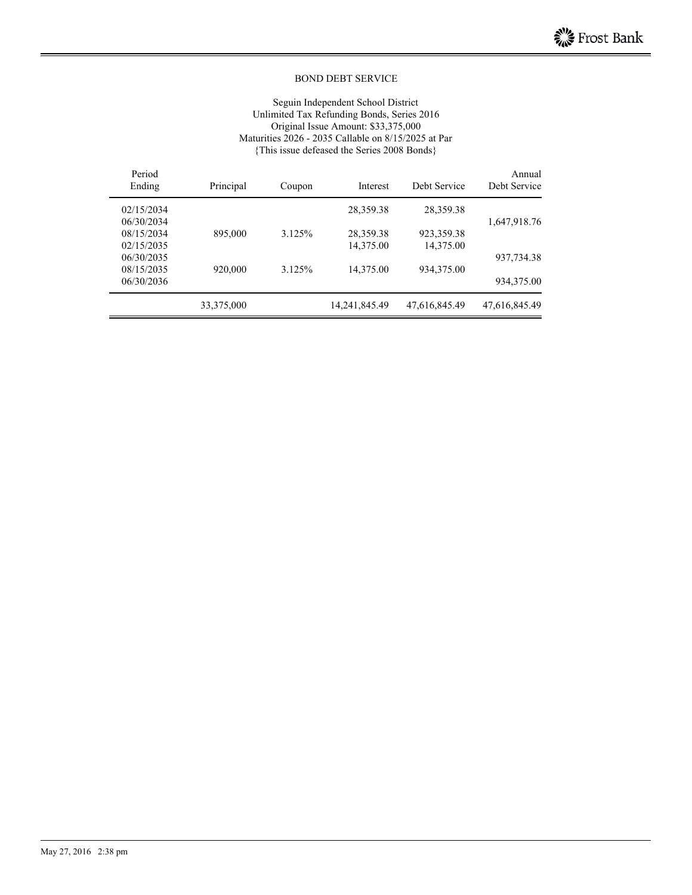BOND DEBT SERVICE

Seguin Independent School District
Unlimited Tax Refunding Bonds, Series 2016
Original Issue Amount: $33,375,000
Maturities 2026 - 2035 Callable on 8/15/2025 at Par
{This issue defeased the Series 2008 Bonds}

| Period Ending | Principal | Coupon | Interest | Debt Service | Annual Debt Service |
|---|---|---|---|---|---|
| 02/15/2034 | | | 28,359.38 | 28,359.38 | |
| 06/30/2034 | | | | | 1,647,918.76 |
| 08/15/2034 | 895,000 | 3.125% | 28,359.38 | 923,359.38 | |
| 02/15/2035 | | | 14,375.00 | 14,375.00 | |
| 06/30/2035 | | | | | 937,734.38 |
| 08/15/2035 | 920,000 | 3.125% | 14,375.00 | 934,375.00 | |
| 06/30/2036 | | | | | 934,375.00 |
| | 33,375,000 | | 14,241,845.49 | 47,616,845.49 | 47,616,845.49 |

May 27, 2016 2:38 pm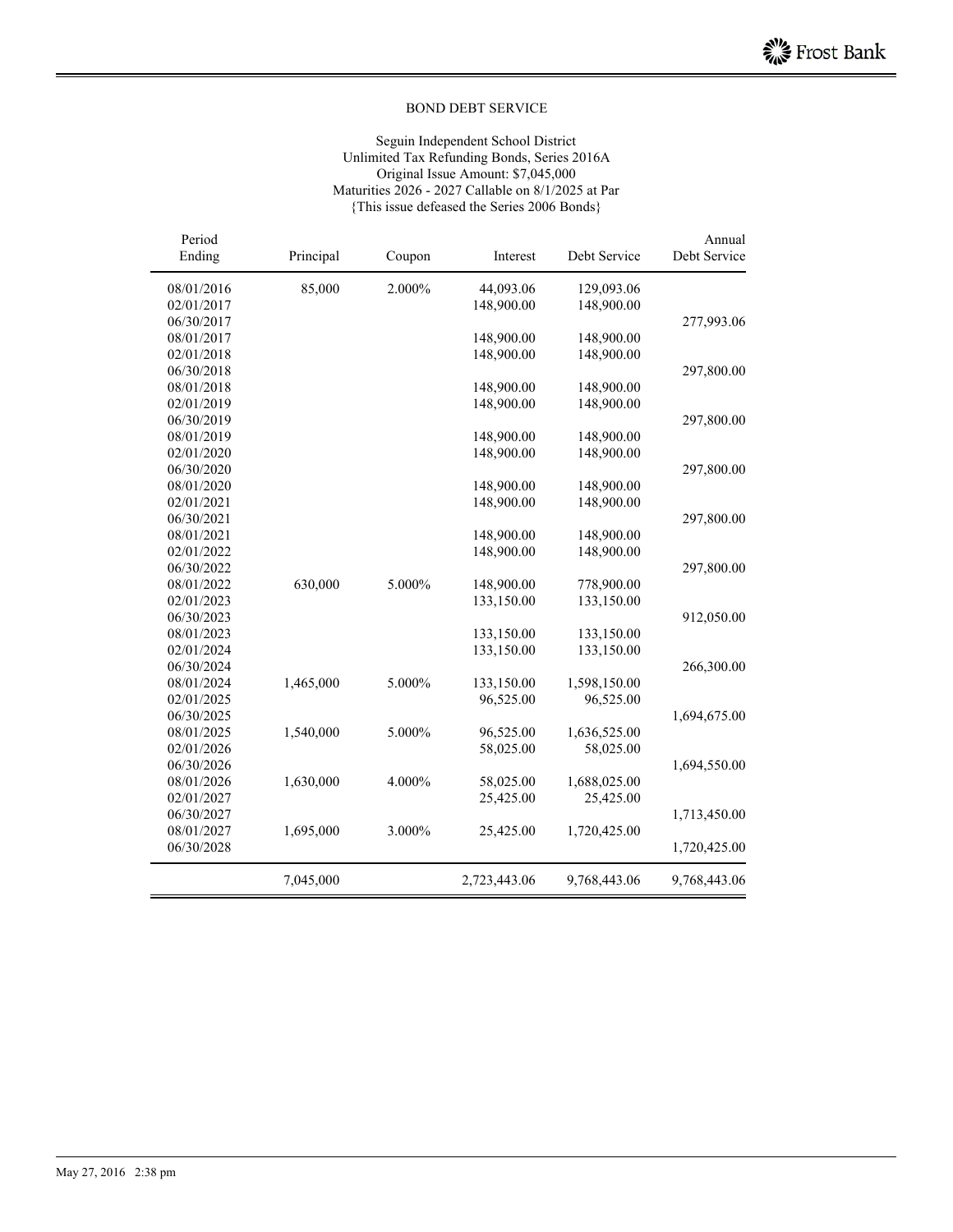BOND DEBT SERVICE

Seguin Independent School District
Unlimited Tax Refunding Bonds, Series 2016A
Original Issue Amount: $7,045,000
Maturities 2026 - 2027 Callable on 8/1/2025 at Par
{This issue defeased the Series 2006 Bonds}

| Period Ending | Principal | Coupon | Interest | Debt Service | Annual Debt Service |
|---|---|---|---|---|---|
| 08/01/2016 | 85,000 | 2.000% | 44,093.06 | 129,093.06 | |
| 02/01/2017 | | | 148,900.00 | 148,900.00 | |
| 06/30/2017 | | | | | 277,993.06 |
| 08/01/2017 | | | 148,900.00 | 148,900.00 | |
| 02/01/2018 | | | 148,900.00 | 148,900.00 | |
| 06/30/2018 | | | | | 297,800.00 |
| 08/01/2018 | | | 148,900.00 | 148,900.00 | |
| 02/01/2019 | | | 148,900.00 | 148,900.00 | |
| 06/30/2019 | | | | | 297,800.00 |
| 08/01/2019 | | | 148,900.00 | 148,900.00 | |
| 02/01/2020 | | | 148,900.00 | 148,900.00 | |
| 06/30/2020 | | | | | 297,800.00 |
| 08/01/2020 | | | 148,900.00 | 148,900.00 | |
| 02/01/2021 | | | 148,900.00 | 148,900.00 | |
| 06/30/2021 | | | | | 297,800.00 |
| 08/01/2021 | | | 148,900.00 | 148,900.00 | |
| 02/01/2022 | | | 148,900.00 | 148,900.00 | |
| 06/30/2022 | | | | | 297,800.00 |
| 08/01/2022 | 630,000 | 5.000% | 148,900.00 | 778,900.00 | |
| 02/01/2023 | | | 133,150.00 | 133,150.00 | |
| 06/30/2023 | | | | | 912,050.00 |
| 08/01/2023 | | | 133,150.00 | 133,150.00 | |
| 02/01/2024 | | | 133,150.00 | 133,150.00 | |
| 06/30/2024 | | | | | 266,300.00 |
| 08/01/2024 | 1,465,000 | 5.000% | 133,150.00 | 1,598,150.00 | |
| 02/01/2025 | | | 96,525.00 | 96,525.00 | |
| 06/30/2025 | | | | | 1,694,675.00 |
| 08/01/2025 | 1,540,000 | 5.000% | 96,525.00 | 1,636,525.00 | |
| 02/01/2026 | | | 58,025.00 | 58,025.00 | |
| 06/30/2026 | | | | | 1,694,550.00 |
| 08/01/2026 | 1,630,000 | 4.000% | 58,025.00 | 1,688,025.00 | |
| 02/01/2027 | | | 25,425.00 | 25,425.00 | |
| 06/30/2027 | | | | | 1,713,450.00 |
| 08/01/2027 | 1,695,000 | 3.000% | 25,425.00 | 1,720,425.00 | |
| 06/30/2028 | | | | | 1,720,425.00 |
| | 7,045,000 | | 2,723,443.06 | 9,768,443.06 | 9,768,443.06 |